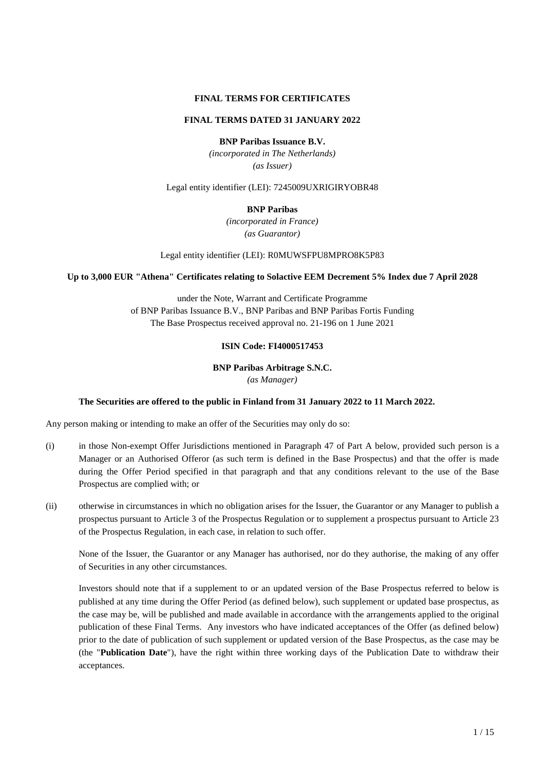**FINAL TERMS FOR CERTIFICATES**

**FINAL TERMS DATED 31 JANUARY 2022**

**BNP Paribas Issuance B.V.**

*(incorporated in The Netherlands)*

*(as Issuer)*

Legal entity identifier (LEI): 7245009UXRIGIRYOBR48

**BNP Paribas**

*(incorporated in France)*

*(as Guarantor)*

Legal entity identifier (LEI): R0MUWSFPU8MPRO8K5P83

**Up to 3,000 EUR "Athena" Certificates relating to Solactive EEM Decrement 5% Index due 7 April 2028**

under the Note, Warrant and Certificate Programme
of BNP Paribas Issuance B.V., BNP Paribas and BNP Paribas Fortis Funding
The Base Prospectus received approval no. 21-196 on 1 June 2021

**ISIN Code: FI4000517453**

**BNP Paribas Arbitrage S.N.C.**

*(as Manager)*

**The Securities are offered to the public in Finland from 31 January 2022 to 11 March 2022.**

Any person making or intending to make an offer of the Securities may only do so:

(i) in those Non-exempt Offer Jurisdictions mentioned in Paragraph 47 of Part A below, provided such person is a Manager or an Authorised Offeror (as such term is defined in the Base Prospectus) and that the offer is made during the Offer Period specified in that paragraph and that any conditions relevant to the use of the Base Prospectus are complied with; or

(ii) otherwise in circumstances in which no obligation arises for the Issuer, the Guarantor or any Manager to publish a prospectus pursuant to Article 3 of the Prospectus Regulation or to supplement a prospectus pursuant to Article 23 of the Prospectus Regulation, in each case, in relation to such offer.

None of the Issuer, the Guarantor or any Manager has authorised, nor do they authorise, the making of any offer of Securities in any other circumstances.

Investors should note that if a supplement to or an updated version of the Base Prospectus referred to below is published at any time during the Offer Period (as defined below), such supplement or updated base prospectus, as the case may be, will be published and made available in accordance with the arrangements applied to the original publication of these Final Terms. Any investors who have indicated acceptances of the Offer (as defined below) prior to the date of publication of such supplement or updated version of the Base Prospectus, as the case may be (the "**Publication Date**"), have the right within three working days of the Publication Date to withdraw their acceptances.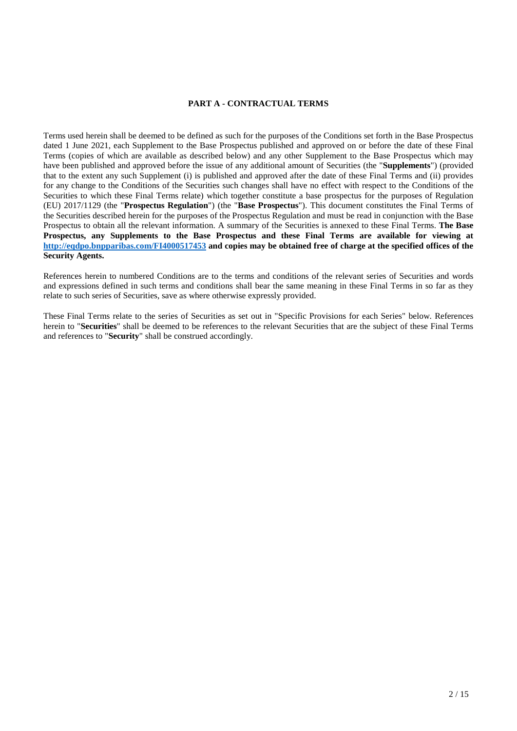## PART A - CONTRACTUAL TERMS

Terms used herein shall be deemed to be defined as such for the purposes of the Conditions set forth in the Base Prospectus dated 1 June 2021, each Supplement to the Base Prospectus published and approved on or before the date of these Final Terms (copies of which are available as described below) and any other Supplement to the Base Prospectus which may have been published and approved before the issue of any additional amount of Securities (the "**Supplements**") (provided that to the extent any such Supplement (i) is published and approved after the date of these Final Terms and (ii) provides for any change to the Conditions of the Securities such changes shall have no effect with respect to the Conditions of the Securities to which these Final Terms relate) which together constitute a base prospectus for the purposes of Regulation (EU) 2017/1129 (the "**Prospectus Regulation**") (the "**Base Prospectus**"). This document constitutes the Final Terms of the Securities described herein for the purposes of the Prospectus Regulation and must be read in conjunction with the Base Prospectus to obtain all the relevant information. A summary of the Securities is annexed to these Final Terms. **The Base Prospectus, any Supplements to the Base Prospectus and these Final Terms are available for viewing at [http://eqdpo.bnpparibas.com/FI4000517453](http://eqdpo.bnpparibas.com/FI4000517453) and copies may be obtained free of charge at the specified offices of the Security Agents.**

References herein to numbered Conditions are to the terms and conditions of the relevant series of Securities and words and expressions defined in such terms and conditions shall bear the same meaning in these Final Terms in so far as they relate to such series of Securities, save as where otherwise expressly provided.

These Final Terms relate to the series of Securities as set out in "Specific Provisions for each Series" below. References herein to "**Securities**" shall be deemed to be references to the relevant Securities that are the subject of these Final Terms and references to "**Security**" shall be construed accordingly.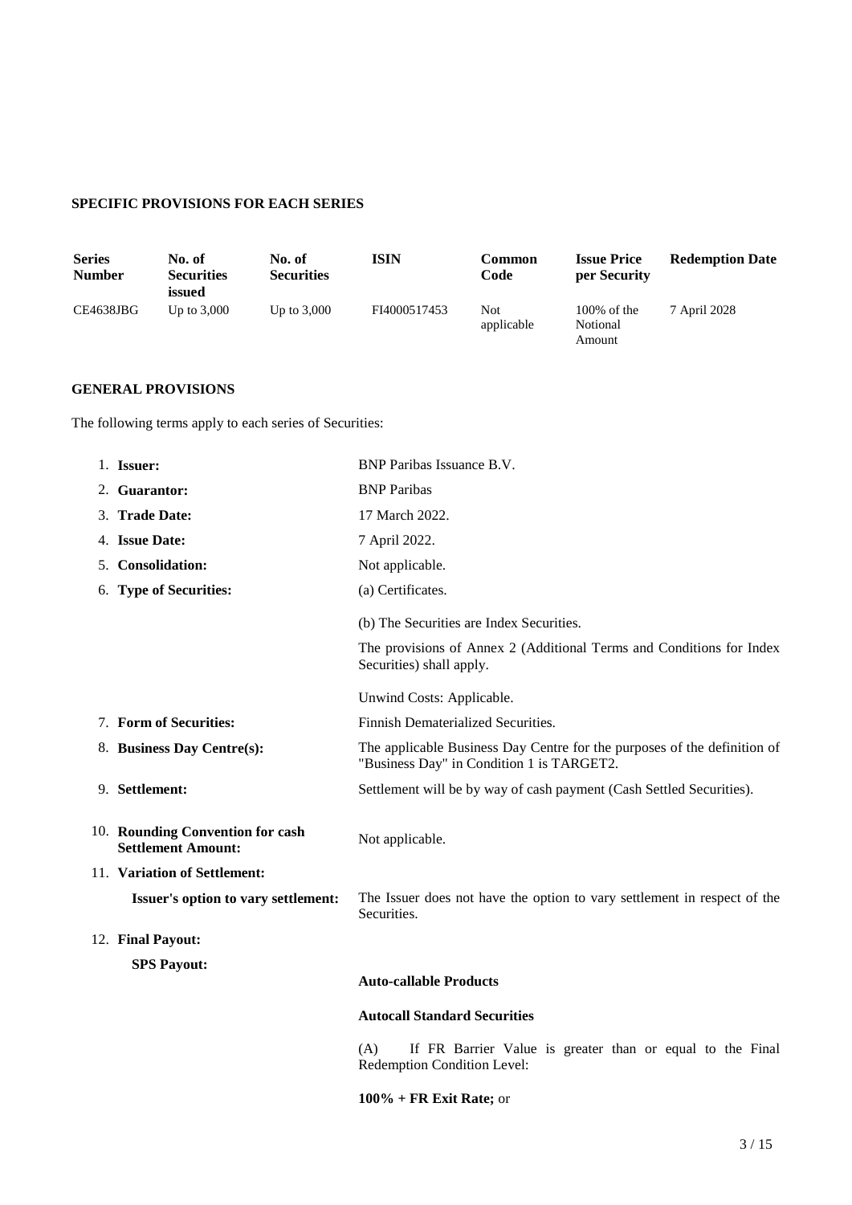**SPECIFIC PROVISIONS FOR EACH SERIES**

| Series Number | No. of Securities issued | No. of Securities | ISIN | Common Code | Issue Price per Security | Redemption Date |
|---|---|---|---|---|---|---|
| CE4638JBG | Up to 3,000 | Up to 3,000 | FI4000517453 | Not applicable | 100% of the Notional Amount | 7 April 2028 |

**GENERAL PROVISIONS**

The following terms apply to each series of Securities:

1. **Issuer:** BNP Paribas Issuance B.V.
2. **Guarantor:** BNP Paribas
3. **Trade Date:** 17 March 2022.
4. **Issue Date:** 7 April 2022.
5. **Consolidation:** Not applicable.
6. **Type of Securities:** (a) Certificates.

   (b) The Securities are Index Securities.

   The provisions of Annex 2 (Additional Terms and Conditions for Index Securities) shall apply.

   Unwind Costs: Applicable.
7. **Form of Securities:** Finnish Dematerialized Securities.
8. **Business Day Centre(s):** The applicable Business Day Centre for the purposes of the definition of "Business Day" in Condition 1 is TARGET2.
9. **Settlement:** Settlement will be by way of cash payment (Cash Settled Securities).
10. **Rounding Convention for cash Settlement Amount:** Not applicable.
11. **Variation of Settlement:**

    **Issuer's option to vary settlement:** The Issuer does not have the option to vary settlement in respect of the Securities.
12. **Final Payout:**

    **SPS Payout:**

    **Auto-callable Products**

    **Autocall Standard Securities**

    (A) If FR Barrier Value is greater than or equal to the Final Redemption Condition Level:

    **100% + FR Exit Rate;** or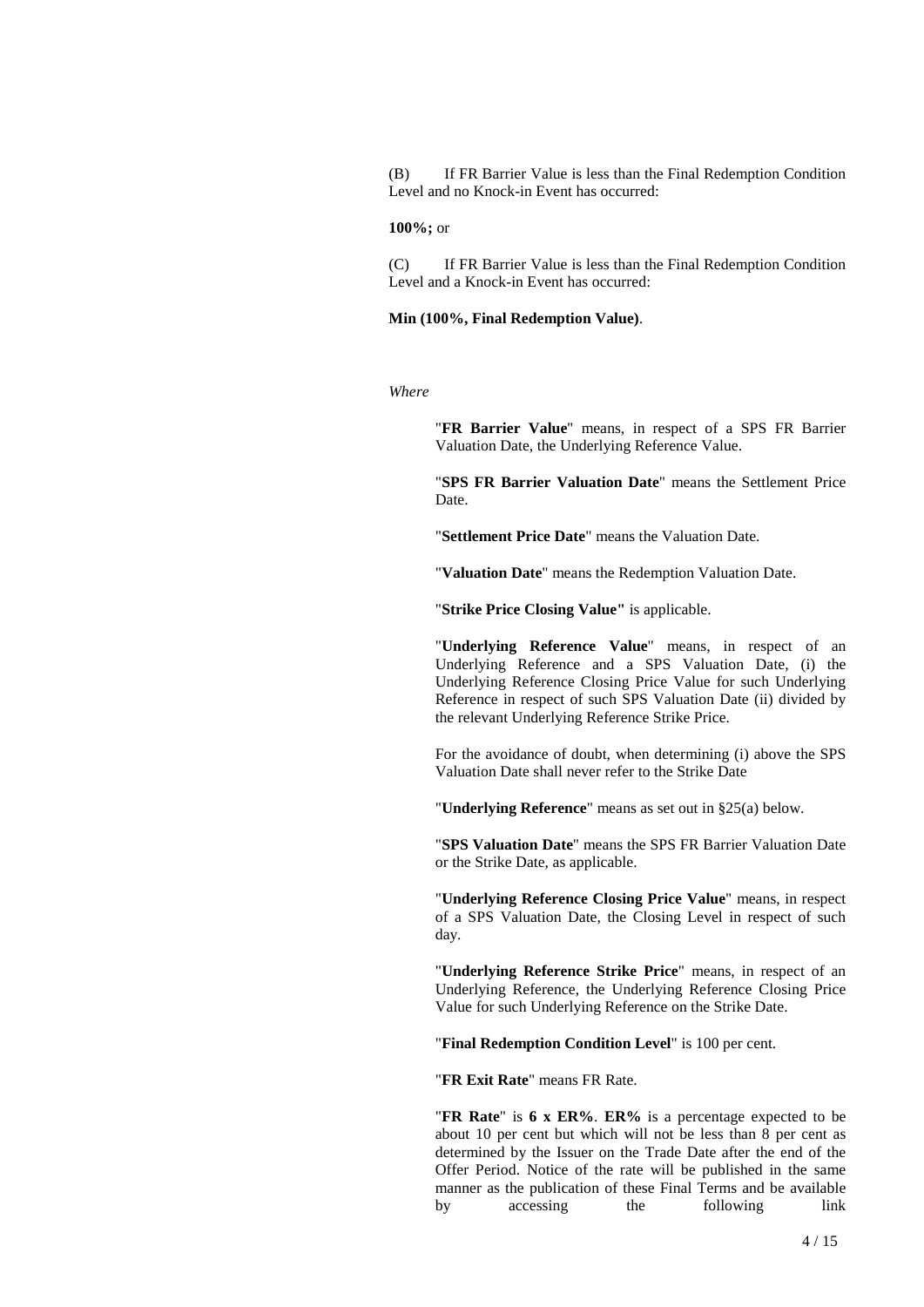(B) If FR Barrier Value is less than the Final Redemption Condition Level and no Knock-in Event has occurred:

**100%;** or

(C) If FR Barrier Value is less than the Final Redemption Condition Level and a Knock-in Event has occurred:

**Min (100%, Final Redemption Value)**.

*Where*

"**FR Barrier Value**" means, in respect of a SPS FR Barrier Valuation Date, the Underlying Reference Value.

"**SPS FR Barrier Valuation Date**" means the Settlement Price Date.

"**Settlement Price Date**" means the Valuation Date.

"**Valuation Date**" means the Redemption Valuation Date.

"**Strike Price Closing Value"** is applicable.

"**Underlying Reference Value**" means, in respect of an Underlying Reference and a SPS Valuation Date, (i) the Underlying Reference Closing Price Value for such Underlying Reference in respect of such SPS Valuation Date (ii) divided by the relevant Underlying Reference Strike Price.

For the avoidance of doubt, when determining (i) above the SPS Valuation Date shall never refer to the Strike Date

"**Underlying Reference**" means as set out in §25(a) below.

"**SPS Valuation Date**" means the SPS FR Barrier Valuation Date or the Strike Date, as applicable.

"**Underlying Reference Closing Price Value**" means, in respect of a SPS Valuation Date, the Closing Level in respect of such day.

"**Underlying Reference Strike Price**" means, in respect of an Underlying Reference, the Underlying Reference Closing Price Value for such Underlying Reference on the Strike Date.

"**Final Redemption Condition Level**" is 100 per cent.

"**FR Exit Rate**" means FR Rate.

"**FR Rate**" is **6 x ER%**. **ER%** is a percentage expected to be about 10 per cent but which will not be less than 8 per cent as determined by the Issuer on the Trade Date after the end of the Offer Period. Notice of the rate will be published in the same manner as the publication of these Final Terms and be available by accessing the following link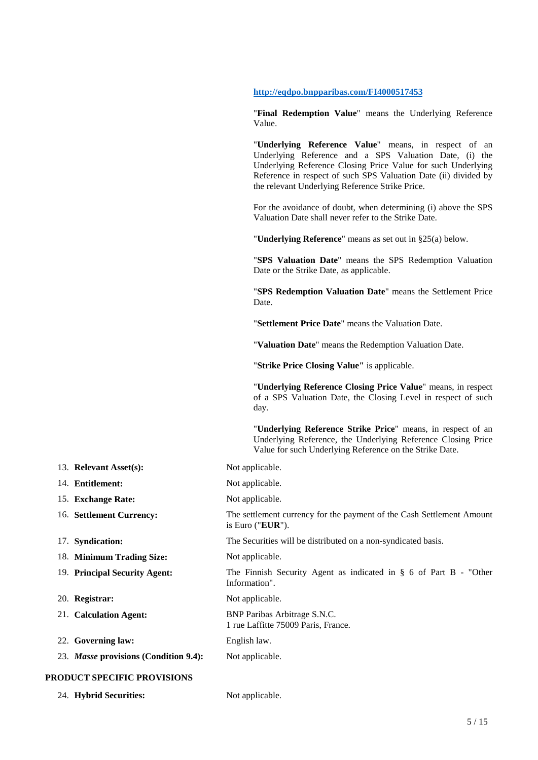http://eqdpo.bnpparibas.com/FI4000517453

"**Final Redemption Value**" means the Underlying Reference Value.

"**Underlying Reference Value**" means, in respect of an Underlying Reference and a SPS Valuation Date, (i) the Underlying Reference Closing Price Value for such Underlying Reference in respect of such SPS Valuation Date (ii) divided by the relevant Underlying Reference Strike Price.

For the avoidance of doubt, when determining (i) above the SPS Valuation Date shall never refer to the Strike Date.

"**Underlying Reference**" means as set out in §25(a) below.

"**SPS Valuation Date**" means the SPS Redemption Valuation Date or the Strike Date, as applicable.

"**SPS Redemption Valuation Date**" means the Settlement Price Date.

"**Settlement Price Date**" means the Valuation Date.

"**Valuation Date**" means the Redemption Valuation Date.

"**Strike Price Closing Value"** is applicable.

"**Underlying Reference Closing Price Value**" means, in respect of a SPS Valuation Date, the Closing Level in respect of such day.

"**Underlying Reference Strike Price**" means, in respect of an Underlying Reference, the Underlying Reference Closing Price Value for such Underlying Reference on the Strike Date.

13. **Relevant Asset(s):** Not applicable.

14. **Entitlement:** Not applicable.

15. **Exchange Rate:** Not applicable.

16. **Settlement Currency:** The settlement currency for the payment of the Cash Settlement Amount is Euro ("**EUR**").

17. **Syndication:** The Securities will be distributed on a non-syndicated basis.

18. **Minimum Trading Size:** Not applicable.

19. **Principal Security Agent:** The Finnish Security Agent as indicated in § 6 of Part B - "Other Information".

20. **Registrar:** Not applicable.

21. **Calculation Agent:** BNP Paribas Arbitrage S.N.C.
1 rue Laffitte 75009 Paris, France.

22. **Governing law:** English law.

23. ***Masse* provisions (Condition 9.4):** Not applicable.

## PRODUCT SPECIFIC PROVISIONS

24. **Hybrid Securities:** Not applicable.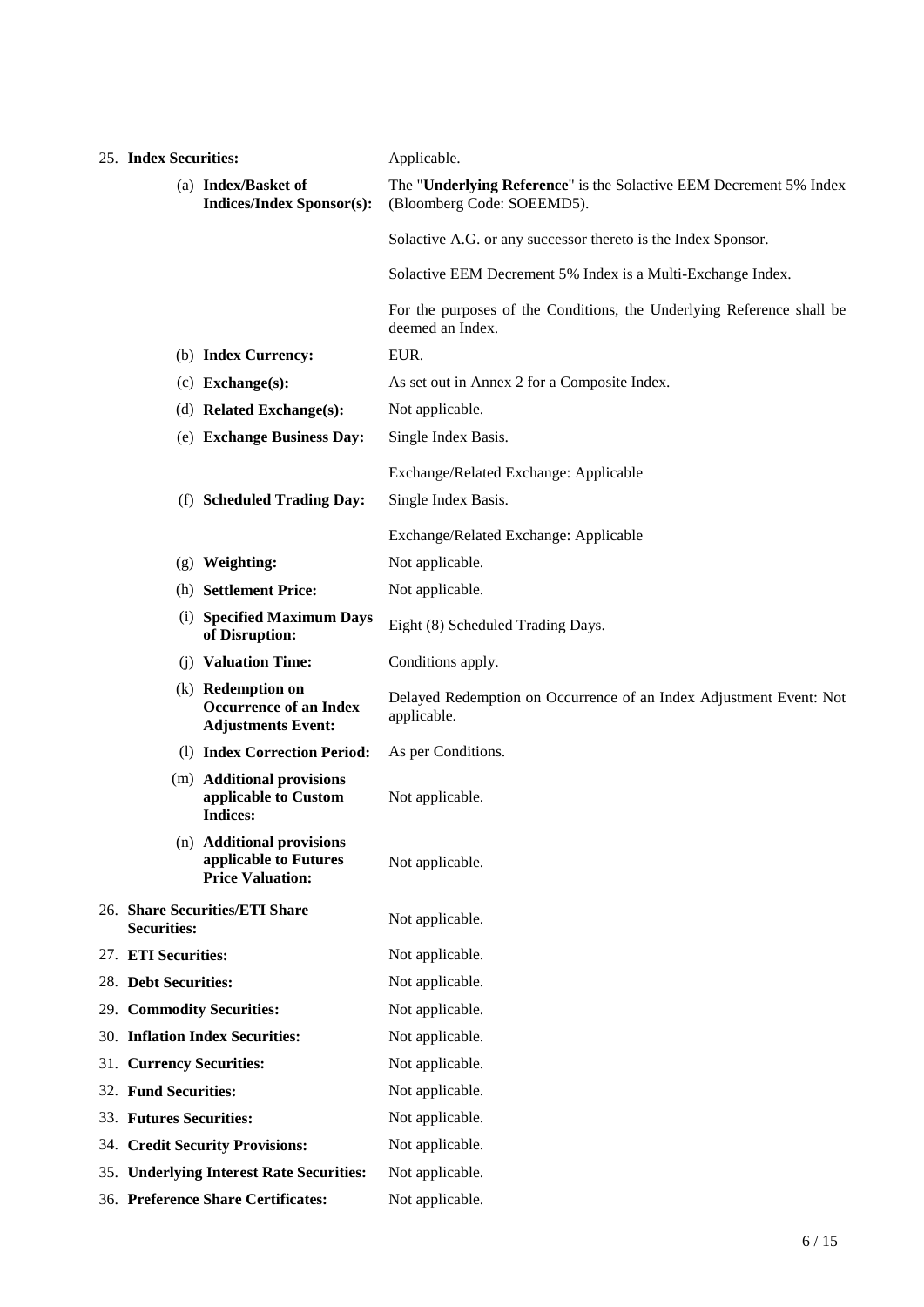| | |
|---|---|
| 25. **Index Securities:** | Applicable. |
| (a) **Index/Basket of Indices/Index Sponsor(s):** | The "**Underlying Reference**" is the Solactive EEM Decrement 5% Index (Bloomberg Code: SOEEMD5).<br><br>Solactive A.G. or any successor thereto is the Index Sponsor.<br><br>Solactive EEM Decrement 5% Index is a Multi-Exchange Index.<br><br>For the purposes of the Conditions, the Underlying Reference shall be deemed an Index. |
| (b) **Index Currency:** | EUR. |
| (c) **Exchange(s):** | As set out in Annex 2 for a Composite Index. |
| (d) **Related Exchange(s):** | Not applicable. |
| (e) **Exchange Business Day:** | Single Index Basis.<br><br>Exchange/Related Exchange: Applicable |
| (f) **Scheduled Trading Day:** | Single Index Basis.<br><br>Exchange/Related Exchange: Applicable |
| (g) **Weighting:** | Not applicable. |
| (h) **Settlement Price:** | Not applicable. |
| (i) **Specified Maximum Days of Disruption:** | Eight (8) Scheduled Trading Days. |
| (j) **Valuation Time:** | Conditions apply. |
| (k) **Redemption on Occurrence of an Index Adjustments Event:** | Delayed Redemption on Occurrence of an Index Adjustment Event: Not applicable. |
| (l) **Index Correction Period:** | As per Conditions. |
| (m) **Additional provisions applicable to Custom Indices:** | Not applicable. |
| (n) **Additional provisions applicable to Futures Price Valuation:** | Not applicable. |
| 26. **Share Securities/ETI Share Securities:** | Not applicable. |
| 27. **ETI Securities:** | Not applicable. |
| 28. **Debt Securities:** | Not applicable. |
| 29. **Commodity Securities:** | Not applicable. |
| 30. **Inflation Index Securities:** | Not applicable. |
| 31. **Currency Securities:** | Not applicable. |
| 32. **Fund Securities:** | Not applicable. |
| 33. **Futures Securities:** | Not applicable. |
| 34. **Credit Security Provisions:** | Not applicable. |
| 35. **Underlying Interest Rate Securities:** | Not applicable. |
| 36. **Preference Share Certificates:** | Not applicable. |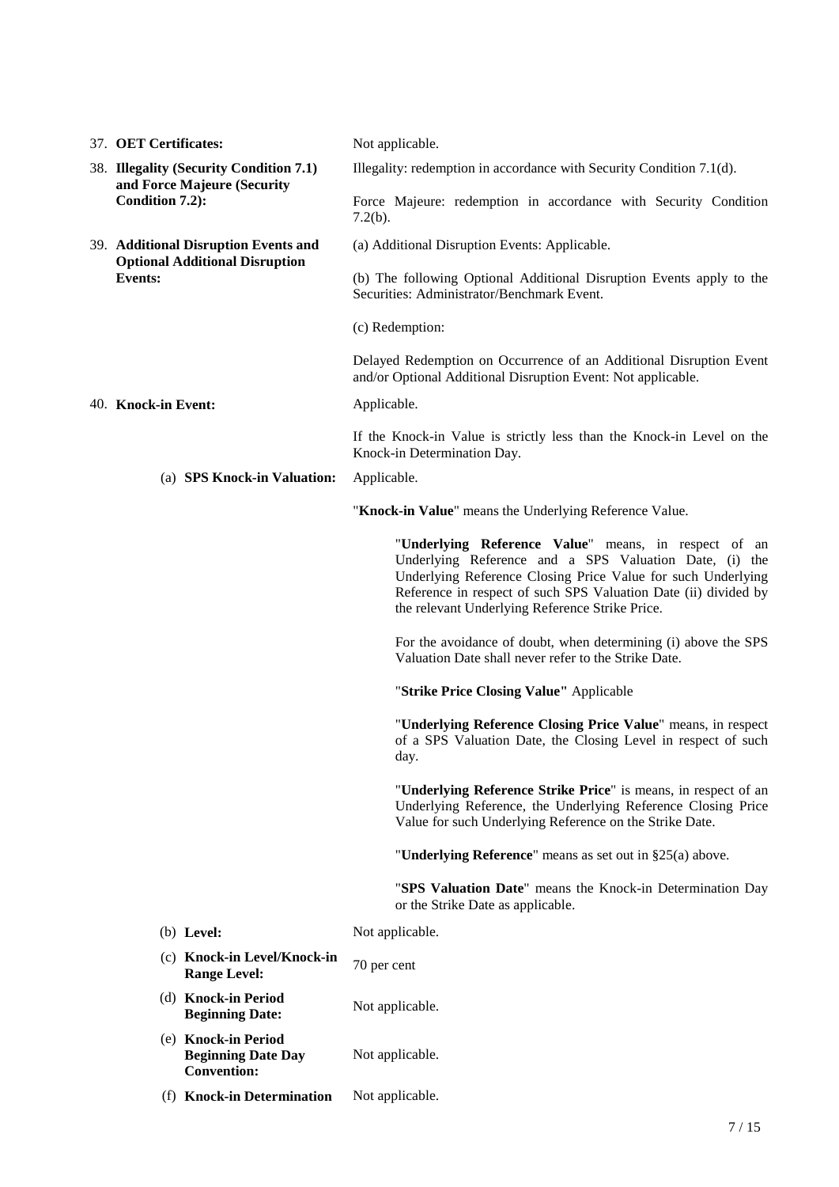| | |
|---|---|
| 37. **OET Certificates:** | Not applicable. |
| 38. **Illegality (Security Condition 7.1) and Force Majeure (Security Condition 7.2):** | Illegality: redemption in accordance with Security Condition 7.1(d).<br><br>Force Majeure: redemption in accordance with Security Condition 7.2(b). |
| 39. **Additional Disruption Events and Optional Additional Disruption Events:** | (a) Additional Disruption Events: Applicable.<br><br>(b) The following Optional Additional Disruption Events apply to the Securities: Administrator/Benchmark Event.<br><br>(c) Redemption:<br><br>Delayed Redemption on Occurrence of an Additional Disruption Event and/or Optional Additional Disruption Event: Not applicable. |
| 40. **Knock-in Event:** | Applicable.<br><br>If the Knock-in Value is strictly less than the Knock-in Level on the Knock-in Determination Day. |
| (a) **SPS Knock-in Valuation:** | Applicable.<br><br>"**Knock-in Value**" means the Underlying Reference Value.<br><br>"**Underlying Reference Value**" means, in respect of an Underlying Reference and a SPS Valuation Date, (i) the Underlying Reference Closing Price Value for such Underlying Reference in respect of such SPS Valuation Date (ii) divided by the relevant Underlying Reference Strike Price.<br><br>For the avoidance of doubt, when determining (i) above the SPS Valuation Date shall never refer to the Strike Date.<br><br>"**Strike Price Closing Value"** Applicable<br><br>"**Underlying Reference Closing Price Value**" means, in respect of a SPS Valuation Date, the Closing Level in respect of such day.<br><br>"**Underlying Reference Strike Price**" is means, in respect of an Underlying Reference, the Underlying Reference Closing Price Value for such Underlying Reference on the Strike Date.<br><br>"**Underlying Reference**" means as set out in §25(a) above.<br><br>"**SPS Valuation Date**" means the Knock-in Determination Day or the Strike Date as applicable. |
| (b) **Level:** | Not applicable. |
| (c) **Knock-in Level/Knock-in Range Level:** | 70 per cent |
| (d) **Knock-in Period Beginning Date:** | Not applicable. |
| (e) **Knock-in Period Beginning Date Day Convention:** | Not applicable. |
| (f) **Knock-in Determination** | Not applicable. |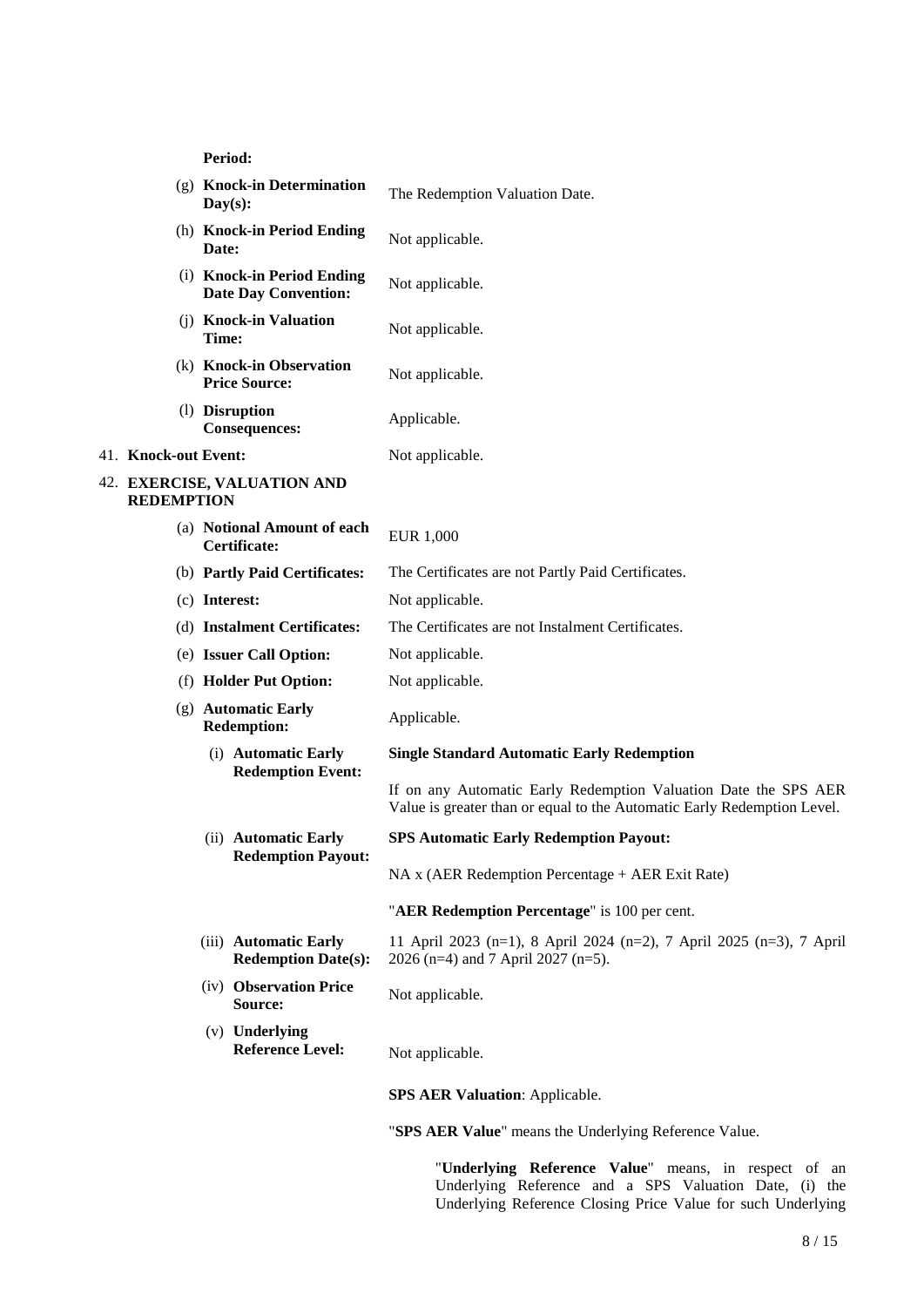**Period:**

| | |
|---|---|
| (g) **Knock-in Determination Day(s):** | The Redemption Valuation Date. |
| (h) **Knock-in Period Ending Date:** | Not applicable. |
| (i) **Knock-in Period Ending Date Day Convention:** | Not applicable. |
| (j) **Knock-in Valuation Time:** | Not applicable. |
| (k) **Knock-in Observation Price Source:** | Not applicable. |
| (l) **Disruption Consequences:** | Applicable. |

41. **Knock-out Event:** Not applicable.

42. **EXERCISE, VALUATION AND REDEMPTION**

| | |
|---|---|
| (a) **Notional Amount of each Certificate:** | EUR 1,000 |
| (b) **Partly Paid Certificates:** | The Certificates are not Partly Paid Certificates. |
| (c) **Interest:** | Not applicable. |
| (d) **Instalment Certificates:** | The Certificates are not Instalment Certificates. |
| (e) **Issuer Call Option:** | Not applicable. |
| (f) **Holder Put Option:** | Not applicable. |
| (g) **Automatic Early Redemption:** | Applicable. |
| (i) **Automatic Early Redemption Event:** | **Single Standard Automatic Early Redemption**<br><br>If on any Automatic Early Redemption Valuation Date the SPS AER Value is greater than or equal to the Automatic Early Redemption Level. |
| (ii) **Automatic Early Redemption Payout:** | **SPS Automatic Early Redemption Payout:**<br><br>NA x (AER Redemption Percentage + AER Exit Rate)<br><br>"**AER Redemption Percentage**" is 100 per cent. |
| (iii) **Automatic Early Redemption Date(s):** | 11 April 2023 (n=1), 8 April 2024 (n=2), 7 April 2025 (n=3), 7 April 2026 (n=4) and 7 April 2027 (n=5). |
| (iv) **Observation Price Source:** | Not applicable. |
| (v) **Underlying Reference Level:** | Not applicable. |

**SPS AER Valuation**: Applicable.

"**SPS AER Value**" means the Underlying Reference Value.

"**Underlying Reference Value**" means, in respect of an Underlying Reference and a SPS Valuation Date, (i) the Underlying Reference Closing Price Value for such Underlying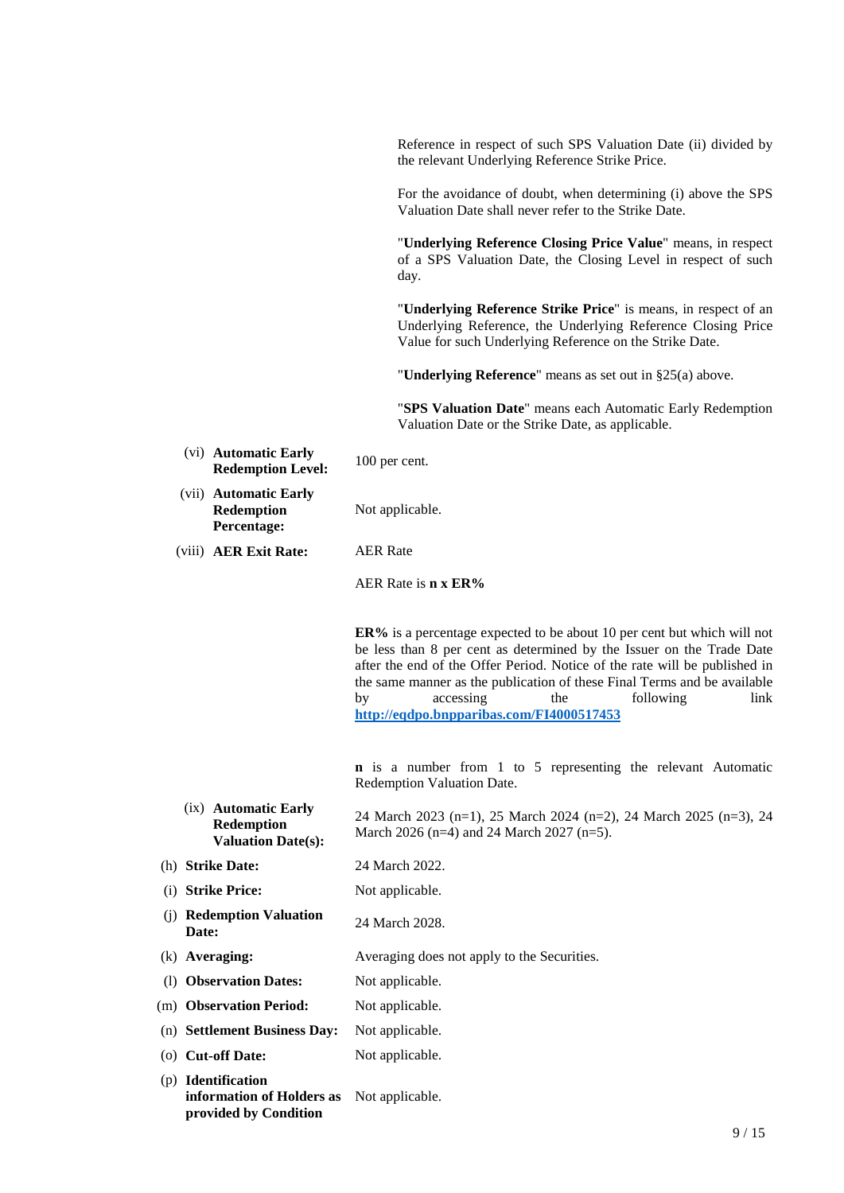Reference in respect of such SPS Valuation Date (ii) divided by the relevant Underlying Reference Strike Price.

For the avoidance of doubt, when determining (i) above the SPS Valuation Date shall never refer to the Strike Date.

"**Underlying Reference Closing Price Value**" means, in respect of a SPS Valuation Date, the Closing Level in respect of such day.

"**Underlying Reference Strike Price**" is means, in respect of an Underlying Reference, the Underlying Reference Closing Price Value for such Underlying Reference on the Strike Date.

"**Underlying Reference**" means as set out in §25(a) above.

"**SPS Valuation Date**" means each Automatic Early Redemption Valuation Date or the Strike Date, as applicable.

(vi) **Automatic Early Redemption Level:** 100 per cent.

(vii) **Automatic Early Redemption Percentage:** Not applicable.

(viii) **AER Exit Rate:** AER Rate

AER Rate is **n x ER%**

**ER%** is a percentage expected to be about 10 per cent but which will not be less than 8 per cent as determined by the Issuer on the Trade Date after the end of the Offer Period. Notice of the rate will be published in the same manner as the publication of these Final Terms and be available by accessing the following link **http://eqdpo.bnpparibas.com/FI4000517453**

**n** is a number from 1 to 5 representing the relevant Automatic Redemption Valuation Date.

(ix) **Automatic Early Redemption Valuation Date(s):** 24 March 2023 (n=1), 25 March 2024 (n=2), 24 March 2025 (n=3), 24 March 2026 (n=4) and 24 March 2027 (n=5).

(h) **Strike Date:** 24 March 2022.

(i) **Strike Price:** Not applicable.

(j) **Redemption Valuation Date:** 24 March 2028.

(k) **Averaging:** Averaging does not apply to the Securities.

(l) **Observation Dates:** Not applicable.

(m) **Observation Period:** Not applicable.

(n) **Settlement Business Day:** Not applicable.

(o) **Cut-off Date:** Not applicable.

(p) **Identification information of Holders as provided by Condition** Not applicable.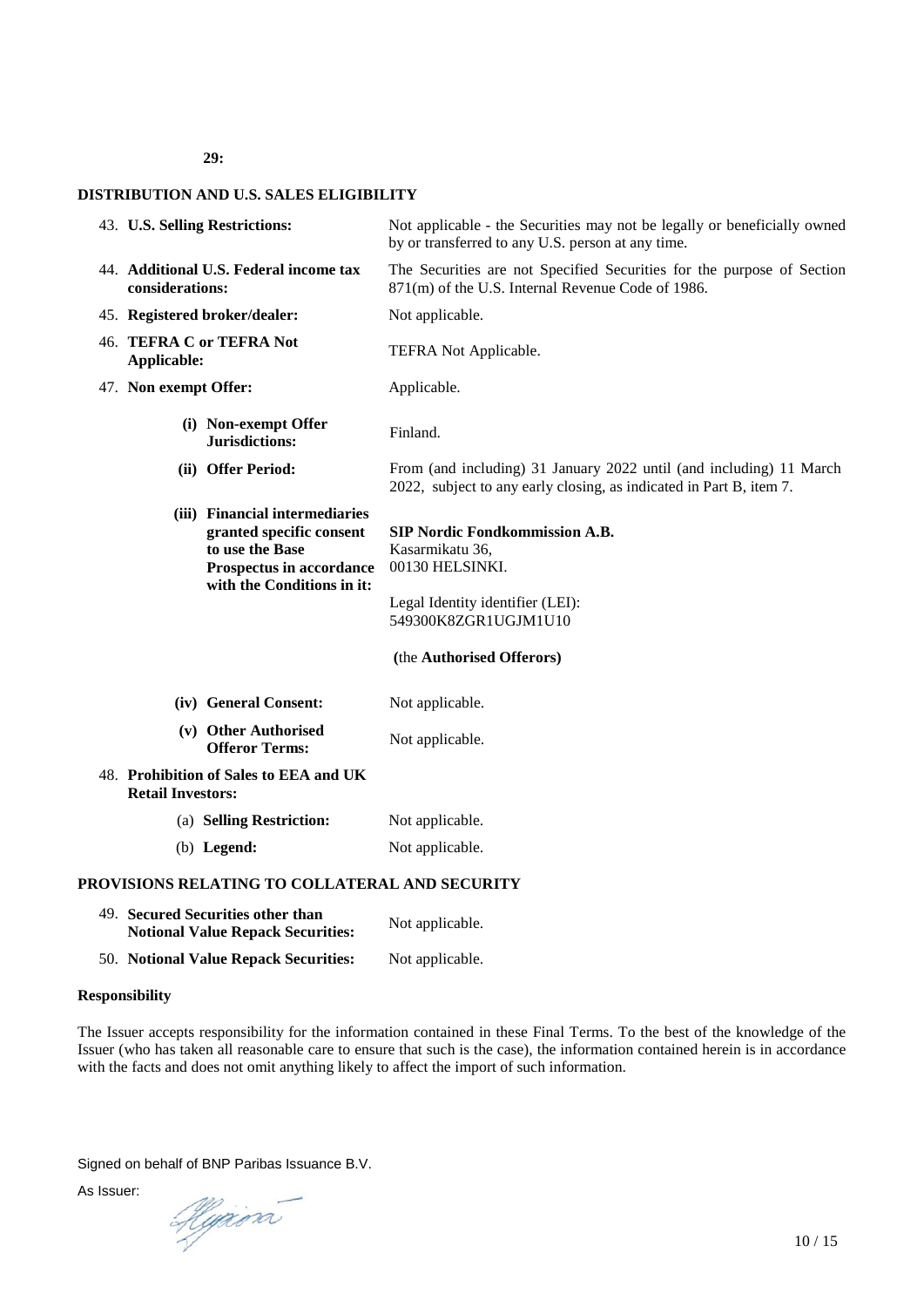**29:**

## DISTRIBUTION AND U.S. SALES ELIGIBILITY

| | |
|---|---|
| 43. **U.S. Selling Restrictions:** | Not applicable - the Securities may not be legally or beneficially owned by or transferred to any U.S. person at any time. |
| 44. **Additional U.S. Federal income tax considerations:** | The Securities are not Specified Securities for the purpose of Section 871(m) of the U.S. Internal Revenue Code of 1986. |
| 45. **Registered broker/dealer:** | Not applicable. |
| 46. **TEFRA C or TEFRA Not Applicable:** | TEFRA Not Applicable. |
| 47. **Non exempt Offer:** | Applicable. |
| (i) **Non-exempt Offer Jurisdictions:** | Finland. |
| (ii) **Offer Period:** | From (and including) 31 January 2022 until (and including) 11 March 2022, subject to any early closing, as indicated in Part B, item 7. |
| (iii) **Financial intermediaries granted specific consent to use the Base Prospectus in accordance with the Conditions in it:** | **SIP Nordic Fondkommission A.B.** Kasarmikatu 36, 00130 HELSINKI.<br><br>Legal Identity identifier (LEI): 549300K8ZGR1UGJM1U10<br><br>(the **Authorised Offerors**) |
| (iv) **General Consent:** | Not applicable. |
| (v) **Other Authorised Offeror Terms:** | Not applicable. |
| 48. **Prohibition of Sales to EEA and UK Retail Investors:** | |
| (a) **Selling Restriction:** | Not applicable. |
| (b) **Legend:** | Not applicable. |

## PROVISIONS RELATING TO COLLATERAL AND SECURITY

| | |
|---|---|
| 49. **Secured Securities other than Notional Value Repack Securities:** | Not applicable. |
| 50. **Notional Value Repack Securities:** | Not applicable. |

**Responsibility**

The Issuer accepts responsibility for the information contained in these Final Terms. To the best of the knowledge of the Issuer (who has taken all reasonable care to ensure that such is the case), the information contained herein is in accordance with the facts and does not omit anything likely to affect the import of such information.

Signed on behalf of BNP Paribas Issuance B.V.

As Issuer: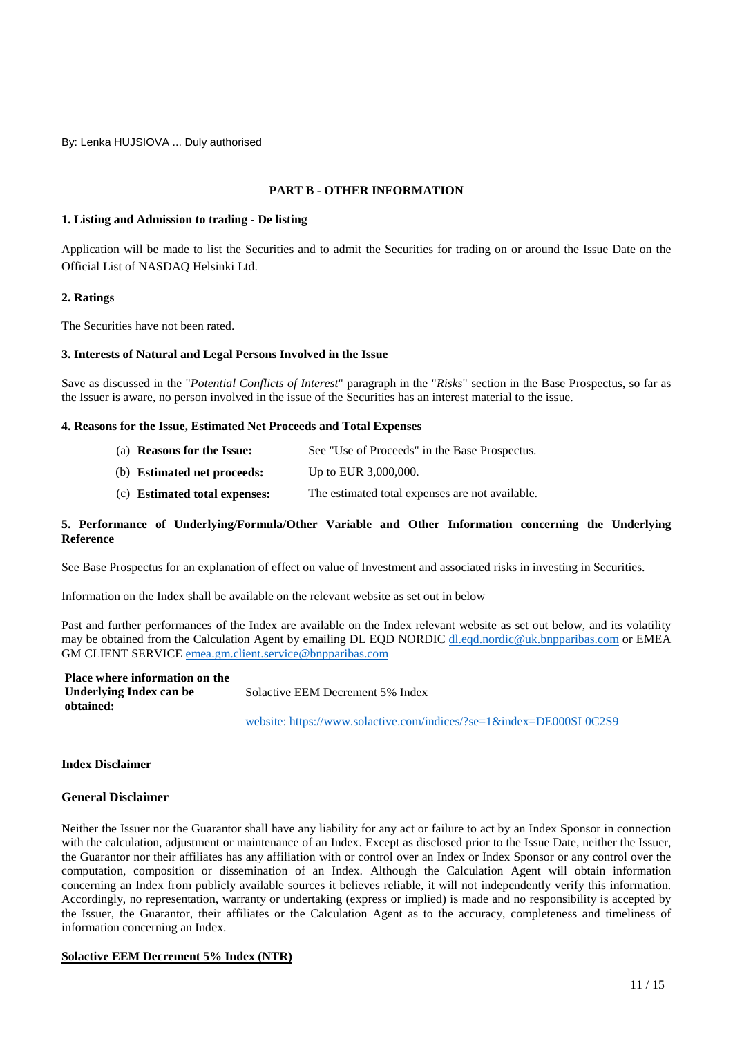By: Lenka HUJSIOVA ... Duly authorised

## PART B - OTHER INFORMATION

**1. Listing and Admission to trading - De listing**

Application will be made to list the Securities and to admit the Securities for trading on or around the Issue Date on the Official List of NASDAQ Helsinki Ltd.

**2. Ratings**

The Securities have not been rated.

**3. Interests of Natural and Legal Persons Involved in the Issue**

Save as discussed in the "*Potential Conflicts of Interest*" paragraph in the "*Risks*" section in the Base Prospectus, so far as the Issuer is aware, no person involved in the issue of the Securities has an interest material to the issue.

**4. Reasons for the Issue, Estimated Net Proceeds and Total Expenses**

| | |
|---|---|
| (a) **Reasons for the Issue:** | See "Use of Proceeds" in the Base Prospectus. |
| (b) **Estimated net proceeds:** | Up to EUR 3,000,000. |
| (c) **Estimated total expenses:** | The estimated total expenses are not available. |

**5. Performance of Underlying/Formula/Other Variable and Other Information concerning the Underlying Reference**

See Base Prospectus for an explanation of effect on value of Investment and associated risks in investing in Securities.

Information on the Index shall be available on the relevant website as set out in below

Past and further performances of the Index are available on the Index relevant website as set out below, and its volatility may be obtained from the Calculation Agent by emailing DL EQD NORDIC dl.eqd.nordic@uk.bnpparibas.com or EMEA GM CLIENT SERVICE emea.gm.client.service@bnpparibas.com

| | |
|---|---|
| **Place where information on the Underlying Index can be obtained:** | Solactive EEM Decrement 5% Index |
| | website: https://www.solactive.com/indices/?se=1&index=DE000SL0C2S9 |

**Index Disclaimer**

**General Disclaimer**

Neither the Issuer nor the Guarantor shall have any liability for any act or failure to act by an Index Sponsor in connection with the calculation, adjustment or maintenance of an Index. Except as disclosed prior to the Issue Date, neither the Issuer, the Guarantor nor their affiliates has any affiliation with or control over an Index or Index Sponsor or any control over the computation, composition or dissemination of an Index. Although the Calculation Agent will obtain information concerning an Index from publicly available sources it believes reliable, it will not independently verify this information. Accordingly, no representation, warranty or undertaking (express or implied) is made and no responsibility is accepted by the Issuer, the Guarantor, their affiliates or the Calculation Agent as to the accuracy, completeness and timeliness of information concerning an Index.

**Solactive EEM Decrement 5% Index (NTR)**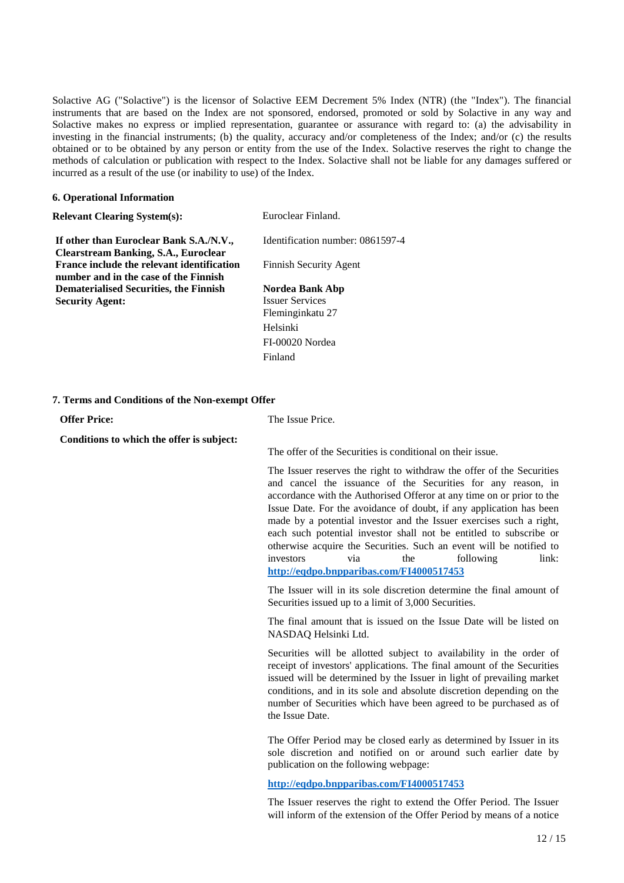Solactive AG ("Solactive") is the licensor of Solactive EEM Decrement 5% Index (NTR) (the "Index"). The financial instruments that are based on the Index are not sponsored, endorsed, promoted or sold by Solactive in any way and Solactive makes no express or implied representation, guarantee or assurance with regard to: (a) the advisability in investing in the financial instruments; (b) the quality, accuracy and/or completeness of the Index; and/or (c) the results obtained or to be obtained by any person or entity from the use of the Index. Solactive reserves the right to change the methods of calculation or publication with respect to the Index. Solactive shall not be liable for any damages suffered or incurred as a result of the use (or inability to use) of the Index.

**6. Operational Information**

| | |
|---|---|
| **Relevant Clearing System(s):** | Euroclear Finland. |
| **If other than Euroclear Bank S.A./N.V., Clearstream Banking, S.A., Euroclear France include the relevant identification number and in the case of the Finnish Dematerialised Securities, the Finnish Security Agent:** | Identification number: 0861597-4<br><br>Finnish Security Agent<br><br>**Nordea Bank Abp**<br>Issuer Services<br>Fleminginkatu 27<br>Helsinki<br>FI-00020 Nordea<br>Finland |

**7. Terms and Conditions of the Non-exempt Offer**

| | |
|---|---|
| **Offer Price:** | The Issue Price. |
| **Conditions to which the offer is subject:** | The offer of the Securities is conditional on their issue.<br><br>The Issuer reserves the right to withdraw the offer of the Securities and cancel the issuance of the Securities for any reason, in accordance with the Authorised Offeror at any time on or prior to the Issue Date. For the avoidance of doubt, if any application has been made by a potential investor and the Issuer exercises such a right, each such potential investor shall not be entitled to subscribe or otherwise acquire the Securities. Such an event will be notified to investors via the following link: **http://eqdpo.bnpparibas.com/FI4000517453**<br><br>The Issuer will in its sole discretion determine the final amount of Securities issued up to a limit of 3,000 Securities.<br><br>The final amount that is issued on the Issue Date will be listed on NASDAQ Helsinki Ltd.<br><br>Securities will be allotted subject to availability in the order of receipt of investors' applications. The final amount of the Securities issued will be determined by the Issuer in light of prevailing market conditions, and in its sole and absolute discretion depending on the number of Securities which have been agreed to be purchased as of the Issue Date.<br><br>The Offer Period may be closed early as determined by Issuer in its sole discretion and notified on or around such earlier date by publication on the following webpage:<br><br>**http://eqdpo.bnpparibas.com/FI4000517453**<br><br>The Issuer reserves the right to extend the Offer Period. The Issuer will inform of the extension of the Offer Period by means of a notice |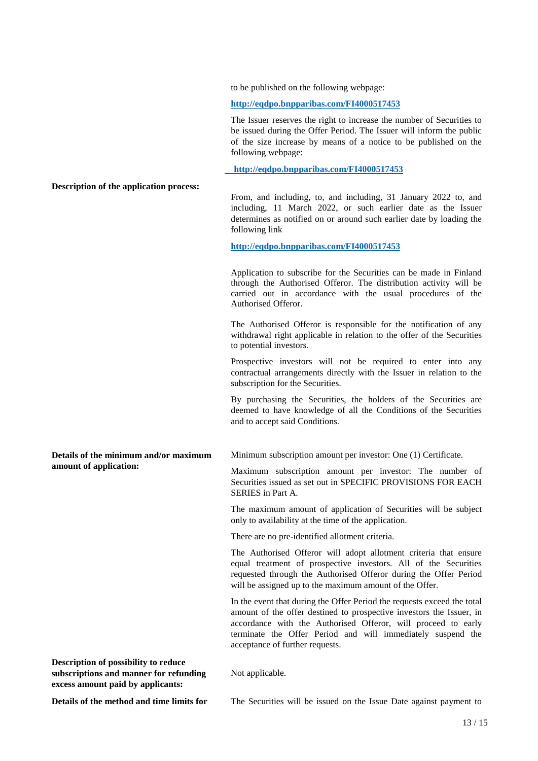to be published on the following webpage:

**http://eqdpo.bnpparibas.com/FI4000517453**

The Issuer reserves the right to increase the number of Securities to be issued during the Offer Period. The Issuer will inform the public of the size increase by means of a notice to be published on the following webpage:

**http://eqdpo.bnpparibas.com/FI4000517453**

| | |
|---|---|
| **Description of the application process:** | From, and including, to, and including, 31 January 2022 to, and including, 11 March 2022, or such earlier date as the Issuer determines as notified on or around such earlier date by loading the following link<br><br>**http://eqdpo.bnpparibas.com/FI4000517453**<br><br>Application to subscribe for the Securities can be made in Finland through the Authorised Offeror. The distribution activity will be carried out in accordance with the usual procedures of the Authorised Offeror.<br><br>The Authorised Offeror is responsible for the notification of any withdrawal right applicable in relation to the offer of the Securities to potential investors.<br><br>Prospective investors will not be required to enter into any contractual arrangements directly with the Issuer in relation to the subscription for the Securities.<br><br>By purchasing the Securities, the holders of the Securities are deemed to have knowledge of all the Conditions of the Securities and to accept said Conditions. |
| **Details of the minimum and/or maximum amount of application:** | Minimum subscription amount per investor: One (1) Certificate.<br><br>Maximum subscription amount per investor: The number of Securities issued as set out in SPECIFIC PROVISIONS FOR EACH SERIES in Part A.<br><br>The maximum amount of application of Securities will be subject only to availability at the time of the application.<br><br>There are no pre-identified allotment criteria.<br><br>The Authorised Offeror will adopt allotment criteria that ensure equal treatment of prospective investors. All of the Securities requested through the Authorised Offeror during the Offer Period will be assigned up to the maximum amount of the Offer.<br><br>In the event that during the Offer Period the requests exceed the total amount of the offer destined to prospective investors the Issuer, in accordance with the Authorised Offeror, will proceed to early terminate the Offer Period and will immediately suspend the acceptance of further requests. |
| **Description of possibility to reduce subscriptions and manner for refunding excess amount paid by applicants:** | Not applicable. |
| **Details of the method and time limits for** | The Securities will be issued on the Issue Date against payment to |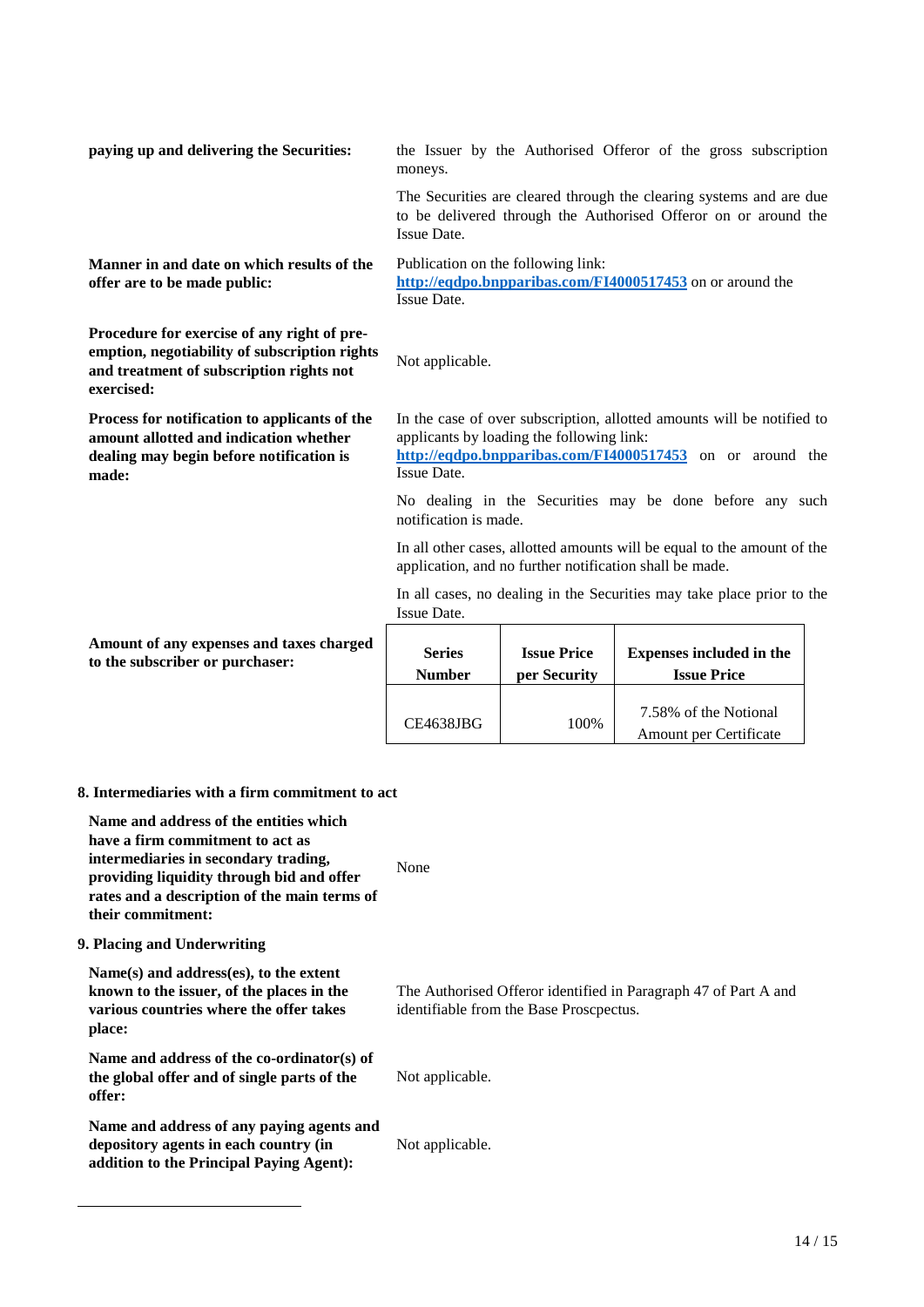| | |
|---|---|
| **paying up and delivering the Securities:** | the Issuer by the Authorised Offeror of the gross subscription moneys.<br><br>The Securities are cleared through the clearing systems and are due to be delivered through the Authorised Offeror on or around the Issue Date. |
| **Manner in and date on which results of the offer are to be made public:** | Publication on the following link: [http://eqdpo.bnpparibas.com/FI4000517453](http://eqdpo.bnpparibas.com/FI4000517453) on or around the Issue Date. |
| **Procedure for exercise of any right of pre-emption, negotiability of subscription rights and treatment of subscription rights not exercised:** | Not applicable. |
| **Process for notification to applicants of the amount allotted and indication whether dealing may begin before notification is made:** | In the case of over subscription, allotted amounts will be notified to applicants by loading the following link: [http://eqdpo.bnpparibas.com/FI4000517453](http://eqdpo.bnpparibas.com/FI4000517453) on or around the Issue Date.<br><br>No dealing in the Securities may be done before any such notification is made.<br><br>In all other cases, allotted amounts will be equal to the amount of the application, and no further notification shall be made.<br><br>In all cases, no dealing in the Securities may take place prior to the Issue Date. |

**Amount of any expenses and taxes charged to the subscriber or purchaser:**

| Series Number | Issue Price per Security | Expenses included in the Issue Price |
|---|---|---|
| CE4638JBG | 100% | 7.58% of the Notional Amount per Certificate |

**8. Intermediaries with a firm commitment to act**

| | |
|---|---|
| **Name and address of the entities which have a firm commitment to act as intermediaries in secondary trading, providing liquidity through bid and offer rates and a description of the main terms of their commitment:** | None |

**9. Placing and Underwriting**

| | |
|---|---|
| **Name(s) and address(es), to the extent known to the issuer, of the places in the various countries where the offer takes place:** | The Authorised Offeror identified in Paragraph 47 of Part A and identifiable from the Base Proscpectus. |
| **Name and address of the co-ordinator(s) of the global offer and of single parts of the offer:** | Not applicable. |
| **Name and address of any paying agents and depository agents in each country (in addition to the Principal Paying Agent):** | Not applicable. |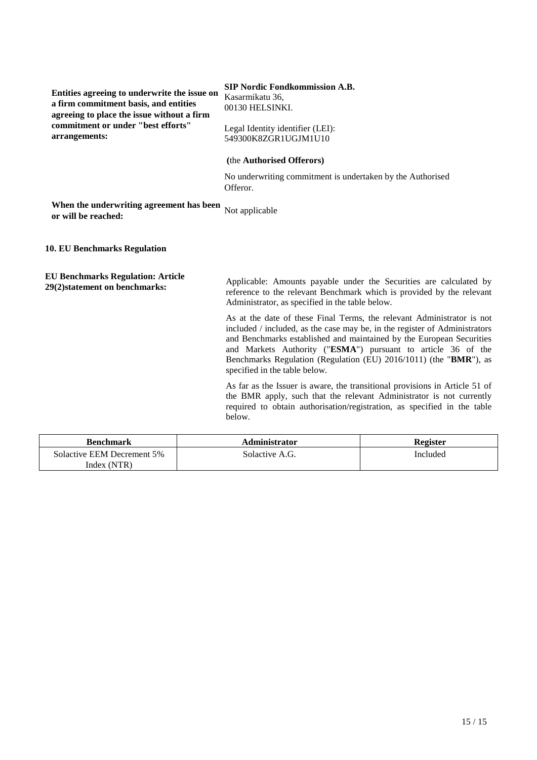**Entities agreeing to underwrite the issue on a firm commitment basis, and entities agreeing to place the issue without a firm commitment or under "best efforts" arrangements:**

**SIP Nordic Fondkommission A.B.**
Kasarmikatu 36,
00130 HELSINKI.

Legal Identity identifier (LEI):
549300K8ZGR1UGJM1U10

**(**the **Authorised Offerors)**

No underwriting commitment is undertaken by the Authorised Offeror.

**When the underwriting agreement has been or will be reached:** Not applicable

**10. EU Benchmarks Regulation**

**EU Benchmarks Regulation: Article 29(2)statement on benchmarks:**

Applicable: Amounts payable under the Securities are calculated by reference to the relevant Benchmark which is provided by the relevant Administrator, as specified in the table below.

As at the date of these Final Terms, the relevant Administrator is not included / included, as the case may be, in the register of Administrators and Benchmarks established and maintained by the European Securities and Markets Authority ("**ESMA**") pursuant to article 36 of the Benchmarks Regulation (Regulation (EU) 2016/1011) (the "**BMR**"), as specified in the table below.

As far as the Issuer is aware, the transitional provisions in Article 51 of the BMR apply, such that the relevant Administrator is not currently required to obtain authorisation/registration, as specified in the table below.

| Benchmark | Administrator | Register |
|---|---|---|
| Solactive EEM Decrement 5% Index (NTR) | Solactive A.G. | Included |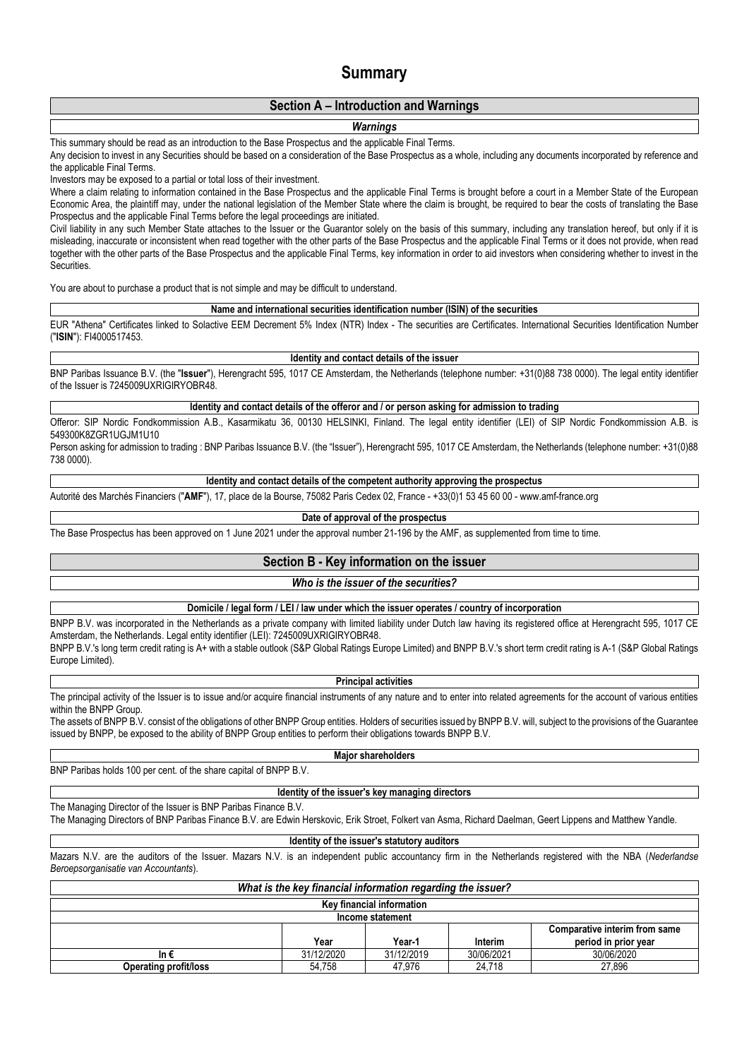# Summary

## Section A – Introduction and Warnings

### *Warnings*

This summary should be read as an introduction to the Base Prospectus and the applicable Final Terms.

Any decision to invest in any Securities should be based on a consideration of the Base Prospectus as a whole, including any documents incorporated by reference and the applicable Final Terms.

Investors may be exposed to a partial or total loss of their investment.

Where a claim relating to information contained in the Base Prospectus and the applicable Final Terms is brought before a court in a Member State of the European Economic Area, the plaintiff may, under the national legislation of the Member State where the claim is brought, be required to bear the costs of translating the Base Prospectus and the applicable Final Terms before the legal proceedings are initiated.

Civil liability in any such Member State attaches to the Issuer or the Guarantor solely on the basis of this summary, including any translation hereof, but only if it is misleading, inaccurate or inconsistent when read together with the other parts of the Base Prospectus and the applicable Final Terms or it does not provide, when read together with the other parts of the Base Prospectus and the applicable Final Terms, key information in order to aid investors when considering whether to invest in the Securities.

You are about to purchase a product that is not simple and may be difficult to understand.

#### Name and international securities identification number (ISIN) of the securities

EUR "Athena" Certificates linked to Solactive EEM Decrement 5% Index (NTR) Index - The securities are Certificates. International Securities Identification Number ("**ISIN**"): FI4000517453.

#### Identity and contact details of the issuer

BNP Paribas Issuance B.V. (the "**Issuer**"), Herengracht 595, 1017 CE Amsterdam, the Netherlands (telephone number: +31(0)88 738 0000). The legal entity identifier of the Issuer is 7245009UXRIGIRYOBR48.

#### Identity and contact details of the offeror and / or person asking for admission to trading

Offeror: SIP Nordic Fondkommission A.B., Kasarmikatu 36, 00130 HELSINKI, Finland. The legal entity identifier (LEI) of SIP Nordic Fondkommission A.B. is 549300K8ZGR1UGJM1U10

Person asking for admission to trading : BNP Paribas Issuance B.V. (the "Issuer"), Herengracht 595, 1017 CE Amsterdam, the Netherlands (telephone number: +31(0)88 738 0000).

#### Identity and contact details of the competent authority approving the prospectus

Autorité des Marchés Financiers ("**AMF**"), 17, place de la Bourse, 75082 Paris Cedex 02, France - +33(0)1 53 45 60 00 - www.amf-france.org

#### Date of approval of the prospectus

The Base Prospectus has been approved on 1 June 2021 under the approval number 21-196 by the AMF, as supplemented from time to time.

## Section B - Key information on the issuer

### *Who is the issuer of the securities?*

#### Domicile / legal form / LEI / law under which the issuer operates / country of incorporation

BNPP B.V. was incorporated in the Netherlands as a private company with limited liability under Dutch law having its registered office at Herengracht 595, 1017 CE Amsterdam, the Netherlands. Legal entity identifier (LEI): 7245009UXRIGIRYOBR48.

BNPP B.V.'s long term credit rating is A+ with a stable outlook (S&P Global Ratings Europe Limited) and BNPP B.V.'s short term credit rating is A-1 (S&P Global Ratings Europe Limited).

#### Principal activities

The principal activity of the Issuer is to issue and/or acquire financial instruments of any nature and to enter into related agreements for the account of various entities within the BNPP Group.

The assets of BNPP B.V. consist of the obligations of other BNPP Group entities. Holders of securities issued by BNPP B.V. will, subject to the provisions of the Guarantee issued by BNPP, be exposed to the ability of BNPP Group entities to perform their obligations towards BNPP B.V.

#### Major shareholders

BNP Paribas holds 100 per cent. of the share capital of BNPP B.V.

#### Identity of the issuer's key managing directors

The Managing Director of the Issuer is BNP Paribas Finance B.V.

The Managing Directors of BNP Paribas Finance B.V. are Edwin Herskovic, Erik Stroet, Folkert van Asma, Richard Daelman, Geert Lippens and Matthew Yandle.

#### Identity of the issuer's statutory auditors

Mazars N.V. are the auditors of the Issuer. Mazars N.V. is an independent public accountancy firm in the Netherlands registered with the NBA (*Nederlandse Beroepsorganisatie van Accountants*).

### *What is the key financial information regarding the issuer?*

**Key financial information**

**Income statement**

| In € | Year | Year-1 | Interim | Comparative interim from same period in prior year |
|---|---|---|---|---|
| | 31/12/2020 | 31/12/2019 | 30/06/2021 | 30/06/2020 |
| **Operating profit/loss** | 54,758 | 47,976 | 24,718 | 27,896 |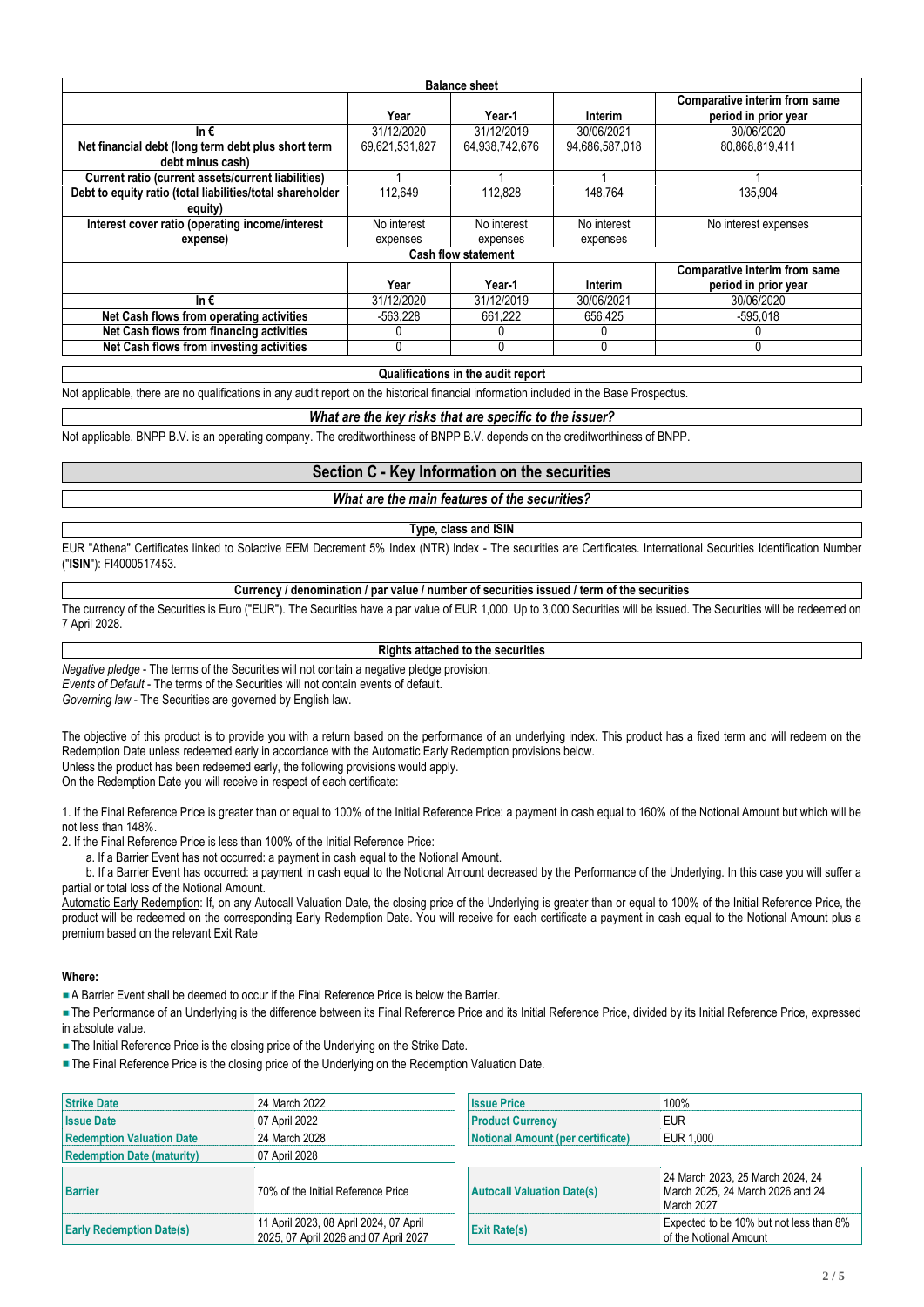| Balance sheet | | | | |
|---|---|---|---|---|
| | Year | Year-1 | Interim | Comparative interim from same period in prior year |
| In € | 31/12/2020 | 31/12/2019 | 30/06/2021 | 30/06/2020 |
| Net financial debt (long term debt plus short term debt minus cash) | 69,621,531,827 | 64,938,742,676 | 94,686,587,018 | 80,868,819,411 |
| Current ratio (current assets/current liabilities) | 1 | 1 | 1 | 1 |
| Debt to equity ratio (total liabilities/total shareholder equity) | 112,649 | 112,828 | 148,764 | 135,904 |
| Interest cover ratio (operating income/interest expense) | No interest expenses | No interest expenses | No interest expenses | No interest expenses |

| Cash flow statement | | | | |
|---|---|---|---|---|
| | Year | Year-1 | Interim | Comparative interim from same period in prior year |
| In € | 31/12/2020 | 31/12/2019 | 30/06/2021 | 30/06/2020 |
| Net Cash flows from operating activities | -563,228 | 661,222 | 656,425 | -595,018 |
| Net Cash flows from financing activities | 0 | 0 | 0 | 0 |
| Net Cash flows from investing activities | 0 | 0 | 0 | 0 |

**Qualifications in the audit report**

Not applicable, there are no qualifications in any audit report on the historical financial information included in the Base Prospectus.

***What are the key risks that are specific to the issuer?***

Not applicable. BNPP B.V. is an operating company. The creditworthiness of BNPP B.V. depends on the creditworthiness of BNPP.

## Section C - Key Information on the securities

***What are the main features of the securities?***

**Type, class and ISIN**

EUR "Athena" Certificates linked to Solactive EEM Decrement 5% Index (NTR) Index - The securities are Certificates. International Securities Identification Number ("**ISIN**"): FI4000517453.

**Currency / denomination / par value / number of securities issued / term of the securities**

The currency of the Securities is Euro ("EUR"). The Securities have a par value of EUR 1,000. Up to 3,000 Securities will be issued. The Securities will be redeemed on 7 April 2028.

**Rights attached to the securities**

*Negative pledge* - The terms of the Securities will not contain a negative pledge provision.
*Events of Default* - The terms of the Securities will not contain events of default.
*Governing law* - The Securities are governed by English law.

The objective of this product is to provide you with a return based on the performance of an underlying index. This product has a fixed term and will redeem on the Redemption Date unless redeemed early in accordance with the Automatic Early Redemption provisions below.
Unless the product has been redeemed early, the following provisions would apply.
On the Redemption Date you will receive in respect of each certificate:

1. If the Final Reference Price is greater than or equal to 100% of the Initial Reference Price: a payment in cash equal to 160% of the Notional Amount but which will be not less than 148%.
2. If the Final Reference Price is less than 100% of the Initial Reference Price:
   a. If a Barrier Event has not occurred: a payment in cash equal to the Notional Amount.
   b. If a Barrier Event has occurred: a payment in cash equal to the Notional Amount decreased by the Performance of the Underlying. In this case you will suffer a partial or total loss of the Notional Amount.

Automatic Early Redemption: If, on any Autocall Valuation Date, the closing price of the Underlying is greater than or equal to 100% of the Initial Reference Price, the product will be redeemed on the corresponding Early Redemption Date. You will receive for each certificate a payment in cash equal to the Notional Amount plus a premium based on the relevant Exit Rate

**Where:**

- A Barrier Event shall be deemed to occur if the Final Reference Price is below the Barrier.
- The Performance of an Underlying is the difference between its Final Reference Price and its Initial Reference Price, divided by its Initial Reference Price, expressed in absolute value.
- The Initial Reference Price is the closing price of the Underlying on the Strike Date.
- The Final Reference Price is the closing price of the Underlying on the Redemption Valuation Date.

| | |
|---|---|
| **Strike Date** | 24 March 2022 |
| **Issue Date** | 07 April 2022 |
| **Redemption Valuation Date** | 24 March 2028 |
| **Redemption Date (maturity)** | 07 April 2028 |
| **Barrier** | 70% of the Initial Reference Price |
| **Early Redemption Date(s)** | 11 April 2023, 08 April 2024, 07 April 2025, 07 April 2026 and 07 April 2027 |

| | |
|---|---|
| **Issue Price** | 100% |
| **Product Currency** | EUR |
| **Notional Amount (per certificate)** | EUR 1,000 |
| **Autocall Valuation Date(s)** | 24 March 2023, 25 March 2024, 24 March 2025, 24 March 2026 and 24 March 2027 |
| **Exit Rate(s)** | Expected to be 10% but not less than 8% of the Notional Amount |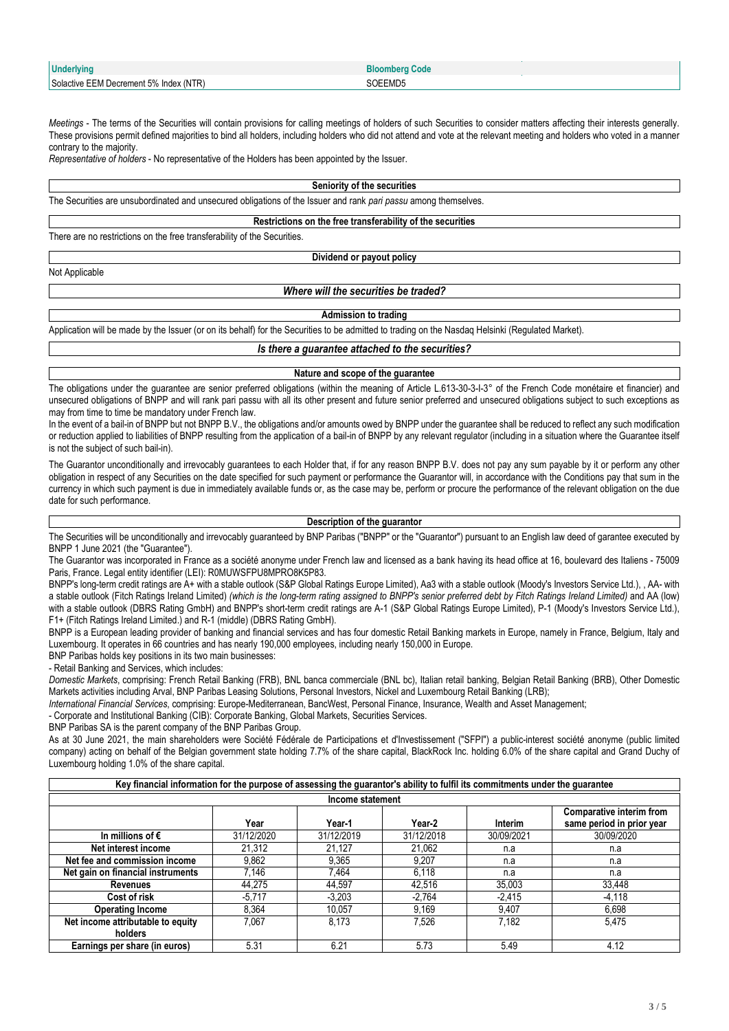| Underlying | Bloomberg Code |
| --- | --- |
| Solactive EEM Decrement 5% Index (NTR) | SOEEMD5 |

*Meetings* - The terms of the Securities will contain provisions for calling meetings of holders of such Securities to consider matters affecting their interests generally. These provisions permit defined majorities to bind all holders, including holders who did not attend and vote at the relevant meeting and holders who voted in a manner contrary to the majority.

*Representative of holders* - No representative of the Holders has been appointed by the Issuer.

**Seniority of the securities**

The Securities are unsubordinated and unsecured obligations of the Issuer and rank *pari passu* among themselves.

**Restrictions on the free transferability of the securities**

There are no restrictions on the free transferability of the Securities.

**Dividend or payout policy**

Not Applicable

***Where will the securities be traded?***

**Admission to trading**

Application will be made by the Issuer (or on its behalf) for the Securities to be admitted to trading on the Nasdaq Helsinki (Regulated Market).

***Is there a guarantee attached to the securities?***

**Nature and scope of the guarantee**

The obligations under the guarantee are senior preferred obligations (within the meaning of Article L.613-30-3-I-3° of the French Code monétaire et financier) and unsecured obligations of BNPP and will rank pari passu with all its other present and future senior preferred and unsecured obligations subject to such exceptions as may from time to time be mandatory under French law.

In the event of a bail-in of BNPP but not BNPP B.V., the obligations and/or amounts owed by BNPP under the guarantee shall be reduced to reflect any such modification or reduction applied to liabilities of BNPP resulting from the application of a bail-in of BNPP by any relevant regulator (including in a situation where the Guarantee itself is not the subject of such bail-in).

The Guarantor unconditionally and irrevocably guarantees to each Holder that, if for any reason BNPP B.V. does not pay any sum payable by it or perform any other obligation in respect of any Securities on the date specified for such payment or performance the Guarantor will, in accordance with the Conditions pay that sum in the currency in which such payment is due in immediately available funds or, as the case may be, perform or procure the performance of the relevant obligation on the due date for such performance.

**Description of the guarantor**

The Securities will be unconditionally and irrevocably guaranteed by BNP Paribas ("BNPP" or the "Guarantor") pursuant to an English law deed of garantee executed by BNPP 1 June 2021 (the "Guarantee").

The Guarantor was incorporated in France as a société anonyme under French law and licensed as a bank having its head office at 16, boulevard des Italiens - 75009 Paris, France. Legal entity identifier (LEI): R0MUWSFPU8MPRO8K5P83.

BNPP's long-term credit ratings are A+ with a stable outlook (S&P Global Ratings Europe Limited), Aa3 with a stable outlook (Moody's Investors Service Ltd.), , AA- with a stable outlook (Fitch Ratings Ireland Limited) *(which is the long-term rating assigned to BNPP's senior preferred debt by Fitch Ratings Ireland Limited)* and AA (low) with a stable outlook (DBRS Rating GmbH) and BNPP's short-term credit ratings are A-1 (S&P Global Ratings Europe Limited), P-1 (Moody's Investors Service Ltd.), F1+ (Fitch Ratings Ireland Limited.) and R-1 (middle) (DBRS Rating GmbH).

BNPP is a European leading provider of banking and financial services and has four domestic Retail Banking markets in Europe, namely in France, Belgium, Italy and Luxembourg. It operates in 66 countries and has nearly 190,000 employees, including nearly 150,000 in Europe.

BNP Paribas holds key positions in its two main businesses:

- Retail Banking and Services, which includes:

*Domestic Markets*, comprising: French Retail Banking (FRB), BNL banca commerciale (BNL bc), Italian retail banking, Belgian Retail Banking (BRB), Other Domestic Markets activities including Arval, BNP Paribas Leasing Solutions, Personal Investors, Nickel and Luxembourg Retail Banking (LRB);

*International Financial Services*, comprising: Europe-Mediterranean, BancWest, Personal Finance, Insurance, Wealth and Asset Management;

- Corporate and Institutional Banking (CIB): Corporate Banking, Global Markets, Securities Services.

BNP Paribas SA is the parent company of the BNP Paribas Group.

As at 30 June 2021, the main shareholders were Société Fédérale de Participations et d'Investissement ("SFPI") a public-interest société anonyme (public limited company) acting on behalf of the Belgian government state holding 7.7% of the share capital, BlackRock Inc. holding 6.0% of the share capital and Grand Duchy of Luxembourg holding 1.0% of the share capital.

**Key financial information for the purpose of assessing the guarantor's ability to fulfil its commitments under the guarantee**

**Income statement**

| | Year | Year-1 | Year-2 | Interim | Comparative interim from same period in prior year |
| --- | --- | --- | --- | --- | --- |
| **In millions of €** | 31/12/2020 | 31/12/2019 | 31/12/2018 | 30/09/2021 | 30/09/2020 |
| **Net interest income** | 21,312 | 21,127 | 21,062 | n.a | n.a |
| **Net fee and commission income** | 9,862 | 9,365 | 9,207 | n.a | n.a |
| **Net gain on financial instruments** | 7,146 | 7,464 | 6,118 | n.a | n.a |
| **Revenues** | 44,275 | 44,597 | 42,516 | 35,003 | 33,448 |
| **Cost of risk** | -5,717 | -3,203 | -2,764 | -2,415 | -4,118 |
| **Operating Income** | 8,364 | 10,057 | 9,169 | 9,407 | 6,698 |
| **Net income attributable to equity holders** | 7,067 | 8,173 | 7,526 | 7,182 | 5,475 |
| **Earnings per share (in euros)** | 5.31 | 6.21 | 5.73 | 5.49 | 4.12 |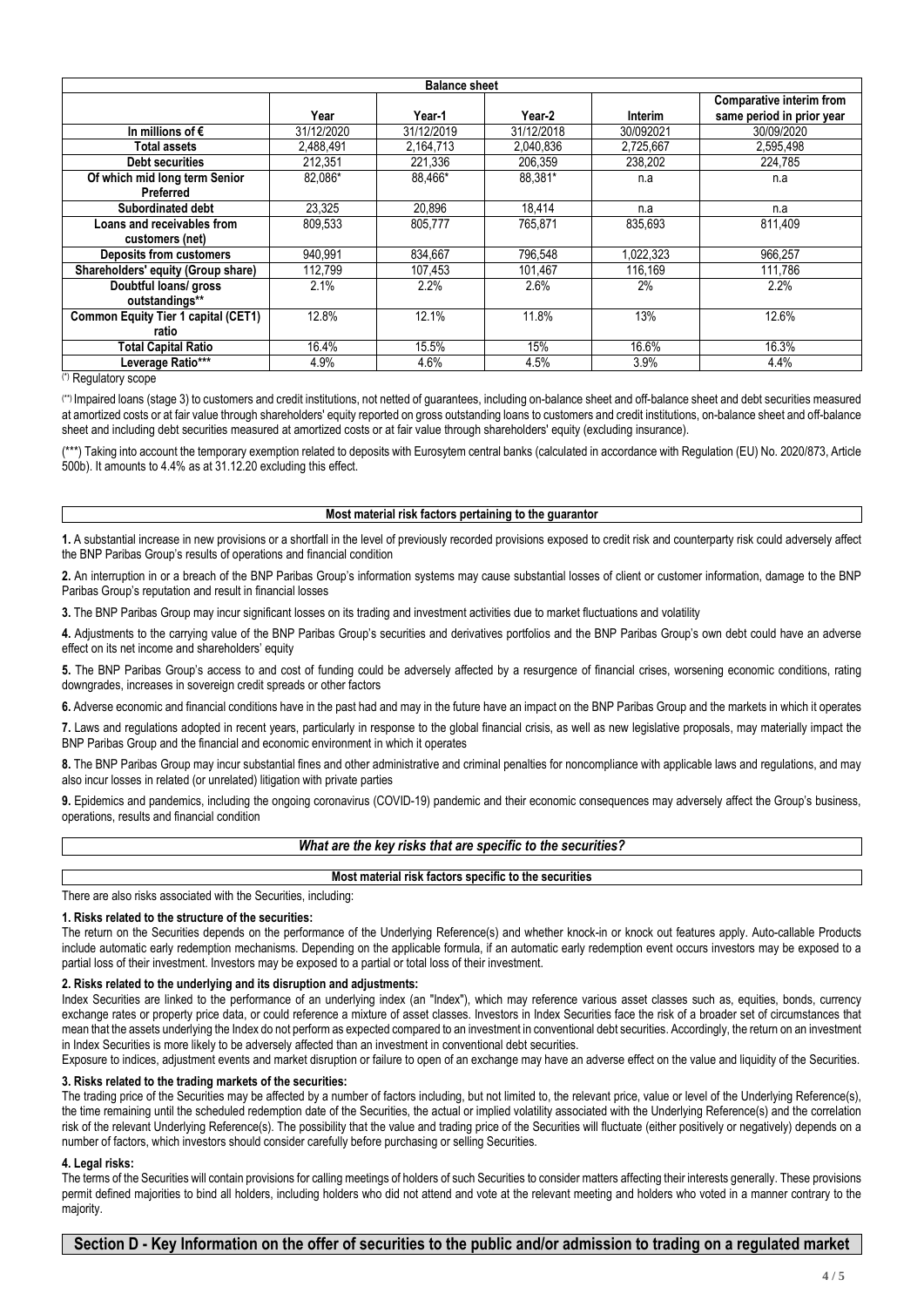| Balance sheet | | | | | |
|---|---|---|---|---|---|
| | Year | Year-1 | Year-2 | Interim | Comparative interim from same period in prior year |
| In millions of € | 31/12/2020 | 31/12/2019 | 31/12/2018 | 30/092021 | 30/09/2020 |
| Total assets | 2,488,491 | 2,164,713 | 2,040,836 | 2,725,667 | 2,595,498 |
| Debt securities | 212,351 | 221,336 | 206,359 | 238,202 | 224,785 |
| Of which mid long term Senior Preferred | 82,086* | 88,466* | 88,381* | n.a | n.a |
| Subordinated debt | 23,325 | 20,896 | 18,414 | n.a | n.a |
| Loans and receivables from customers (net) | 809,533 | 805,777 | 765,871 | 835,693 | 811,409 |
| Deposits from customers | 940,991 | 834,667 | 796,548 | 1,022,323 | 966,257 |
| Shareholders' equity (Group share) | 112,799 | 107,453 | 101,467 | 116,169 | 111,786 |
| Doubtful loans/ gross outstandings** | 2.1% | 2.2% | 2.6% | 2% | 2.2% |
| Common Equity Tier 1 capital (CET1) ratio | 12.8% | 12.1% | 11.8% | 13% | 12.6% |
| Total Capital Ratio | 16.4% | 15.5% | 15% | 16.6% | 16.3% |
| Leverage Ratio*** | 4.9% | 4.6% | 4.5% | 3.9% | 4.4% |

(*) Regulatory scope

(**) Impaired loans (stage 3) to customers and credit institutions, not netted of guarantees, including on-balance sheet and off-balance sheet and debt securities measured at amortized costs or at fair value through shareholders' equity reported on gross outstanding loans to customers and credit institutions, on-balance sheet and off-balance sheet and including debt securities measured at amortized costs or at fair value through shareholders' equity (excluding insurance).

(***) Taking into account the temporary exemption related to deposits with Eurosytem central banks (calculated in accordance with Regulation (EU) No. 2020/873, Article 500b). It amounts to 4.4% as at 31.12.20 excluding this effect.

**Most material risk factors pertaining to the guarantor**

**1.** A substantial increase in new provisions or a shortfall in the level of previously recorded provisions exposed to credit risk and counterparty risk could adversely affect the BNP Paribas Group's results of operations and financial condition

**2.** An interruption in or a breach of the BNP Paribas Group's information systems may cause substantial losses of client or customer information, damage to the BNP Paribas Group's reputation and result in financial losses

**3.** The BNP Paribas Group may incur significant losses on its trading and investment activities due to market fluctuations and volatility

**4.** Adjustments to the carrying value of the BNP Paribas Group's securities and derivatives portfolios and the BNP Paribas Group's own debt could have an adverse effect on its net income and shareholders' equity

**5.** The BNP Paribas Group's access to and cost of funding could be adversely affected by a resurgence of financial crises, worsening economic conditions, rating downgrades, increases in sovereign credit spreads or other factors

**6.** Adverse economic and financial conditions have in the past had and may in the future have an impact on the BNP Paribas Group and the markets in which it operates

**7.** Laws and regulations adopted in recent years, particularly in response to the global financial crisis, as well as new legislative proposals, may materially impact the BNP Paribas Group and the financial and economic environment in which it operates

**8.** The BNP Paribas Group may incur substantial fines and other administrative and criminal penalties for noncompliance with applicable laws and regulations, and may also incur losses in related (or unrelated) litigation with private parties

**9.** Epidemics and pandemics, including the ongoing coronavirus (COVID-19) pandemic and their economic consequences may adversely affect the Group's business, operations, results and financial condition

***What are the key risks that are specific to the securities?***

**Most material risk factors specific to the securities**

There are also risks associated with the Securities, including:

**1. Risks related to the structure of the securities:**

The return on the Securities depends on the performance of the Underlying Reference(s) and whether knock-in or knock out features apply. Auto-callable Products include automatic early redemption mechanisms. Depending on the applicable formula, if an automatic early redemption event occurs investors may be exposed to a partial loss of their investment. Investors may be exposed to a partial or total loss of their investment.

**2. Risks related to the underlying and its disruption and adjustments:**

Index Securities are linked to the performance of an underlying index (an "Index"), which may reference various asset classes such as, equities, bonds, currency exchange rates or property price data, or could reference a mixture of asset classes. Investors in Index Securities face the risk of a broader set of circumstances that mean that the assets underlying the Index do not perform as expected compared to an investment in conventional debt securities. Accordingly, the return on an investment in Index Securities is more likely to be adversely affected than an investment in conventional debt securities.

Exposure to indices, adjustment events and market disruption or failure to open of an exchange may have an adverse effect on the value and liquidity of the Securities.

**3. Risks related to the trading markets of the securities:**

The trading price of the Securities may be affected by a number of factors including, but not limited to, the relevant price, value or level of the Underlying Reference(s), the time remaining until the scheduled redemption date of the Securities, the actual or implied volatility associated with the Underlying Reference(s) and the correlation risk of the relevant Underlying Reference(s). The possibility that the value and trading price of the Securities will fluctuate (either positively or negatively) depends on a number of factors, which investors should consider carefully before purchasing or selling Securities.

**4. Legal risks:**

The terms of the Securities will contain provisions for calling meetings of holders of such Securities to consider matters affecting their interests generally. These provisions permit defined majorities to bind all holders, including holders who did not attend and vote at the relevant meeting and holders who voted in a manner contrary to the majority.

## Section D - Key Information on the offer of securities to the public and/or admission to trading on a regulated market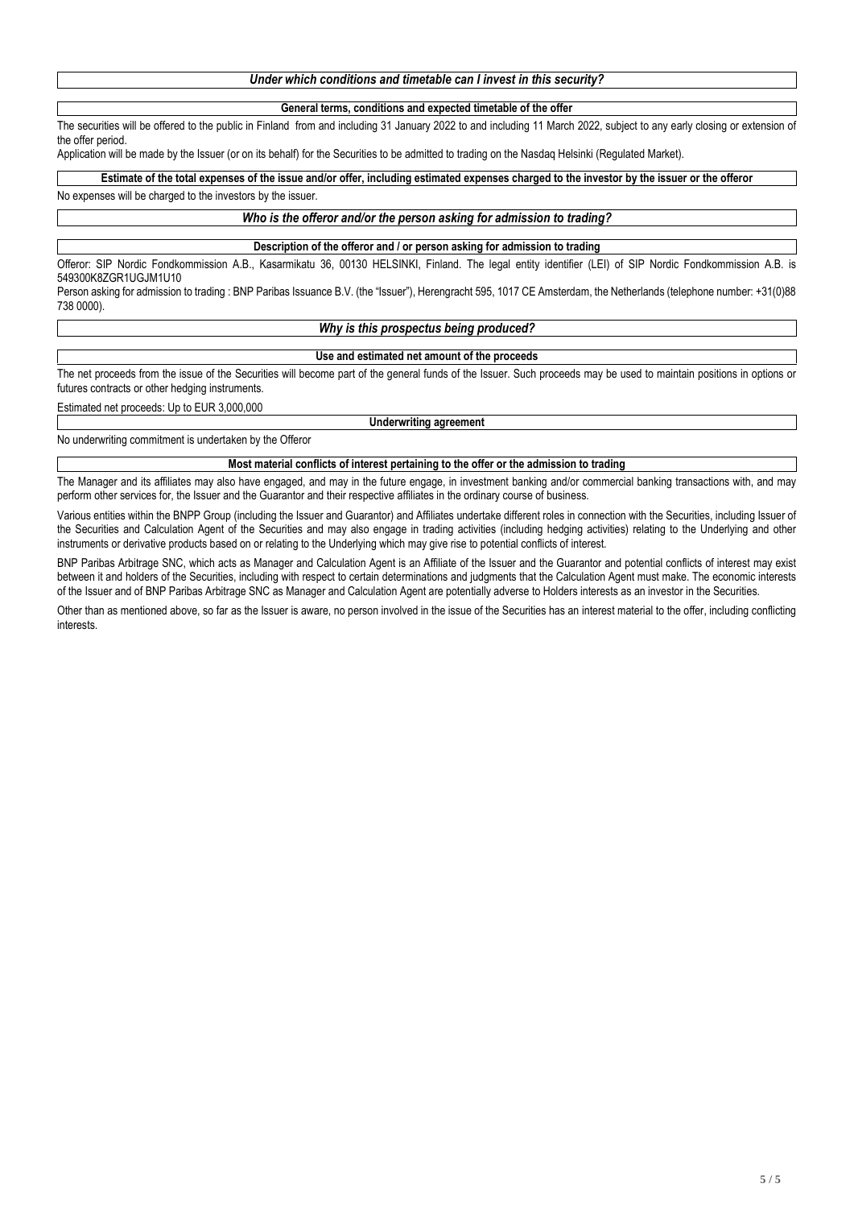### *Under which conditions and timetable can I invest in this security?*

#### General terms, conditions and expected timetable of the offer

The securities will be offered to the public in Finland from and including 31 January 2022 to and including 11 March 2022, subject to any early closing or extension of the offer period.

Application will be made by the Issuer (or on its behalf) for the Securities to be admitted to trading on the Nasdaq Helsinki (Regulated Market).

#### Estimate of the total expenses of the issue and/or offer, including estimated expenses charged to the investor by the issuer or the offeror

No expenses will be charged to the investors by the issuer.

### *Who is the offeror and/or the person asking for admission to trading?*

#### Description of the offeror and / or person asking for admission to trading

Offeror: SIP Nordic Fondkommission A.B., Kasarmikatu 36, 00130 HELSINKI, Finland. The legal entity identifier (LEI) of SIP Nordic Fondkommission A.B. is 549300K8ZGR1UGJM1U10

Person asking for admission to trading : BNP Paribas Issuance B.V. (the "Issuer"), Herengracht 595, 1017 CE Amsterdam, the Netherlands (telephone number: +31(0)88 738 0000).

### *Why is this prospectus being produced?*

#### Use and estimated net amount of the proceeds

The net proceeds from the issue of the Securities will become part of the general funds of the Issuer. Such proceeds may be used to maintain positions in options or futures contracts or other hedging instruments.

Estimated net proceeds: Up to EUR 3,000,000

#### Underwriting agreement

No underwriting commitment is undertaken by the Offeror

#### Most material conflicts of interest pertaining to the offer or the admission to trading

The Manager and its affiliates may also have engaged, and may in the future engage, in investment banking and/or commercial banking transactions with, and may perform other services for, the Issuer and the Guarantor and their respective affiliates in the ordinary course of business.

Various entities within the BNPP Group (including the Issuer and Guarantor) and Affiliates undertake different roles in connection with the Securities, including Issuer of the Securities and Calculation Agent of the Securities and may also engage in trading activities (including hedging activities) relating to the Underlying and other instruments or derivative products based on or relating to the Underlying which may give rise to potential conflicts of interest.

BNP Paribas Arbitrage SNC, which acts as Manager and Calculation Agent is an Affiliate of the Issuer and the Guarantor and potential conflicts of interest may exist between it and holders of the Securities, including with respect to certain determinations and judgments that the Calculation Agent must make. The economic interests of the Issuer and of BNP Paribas Arbitrage SNC as Manager and Calculation Agent are potentially adverse to Holders interests as an investor in the Securities.

Other than as mentioned above, so far as the Issuer is aware, no person involved in the issue of the Securities has an interest material to the offer, including conflicting interests.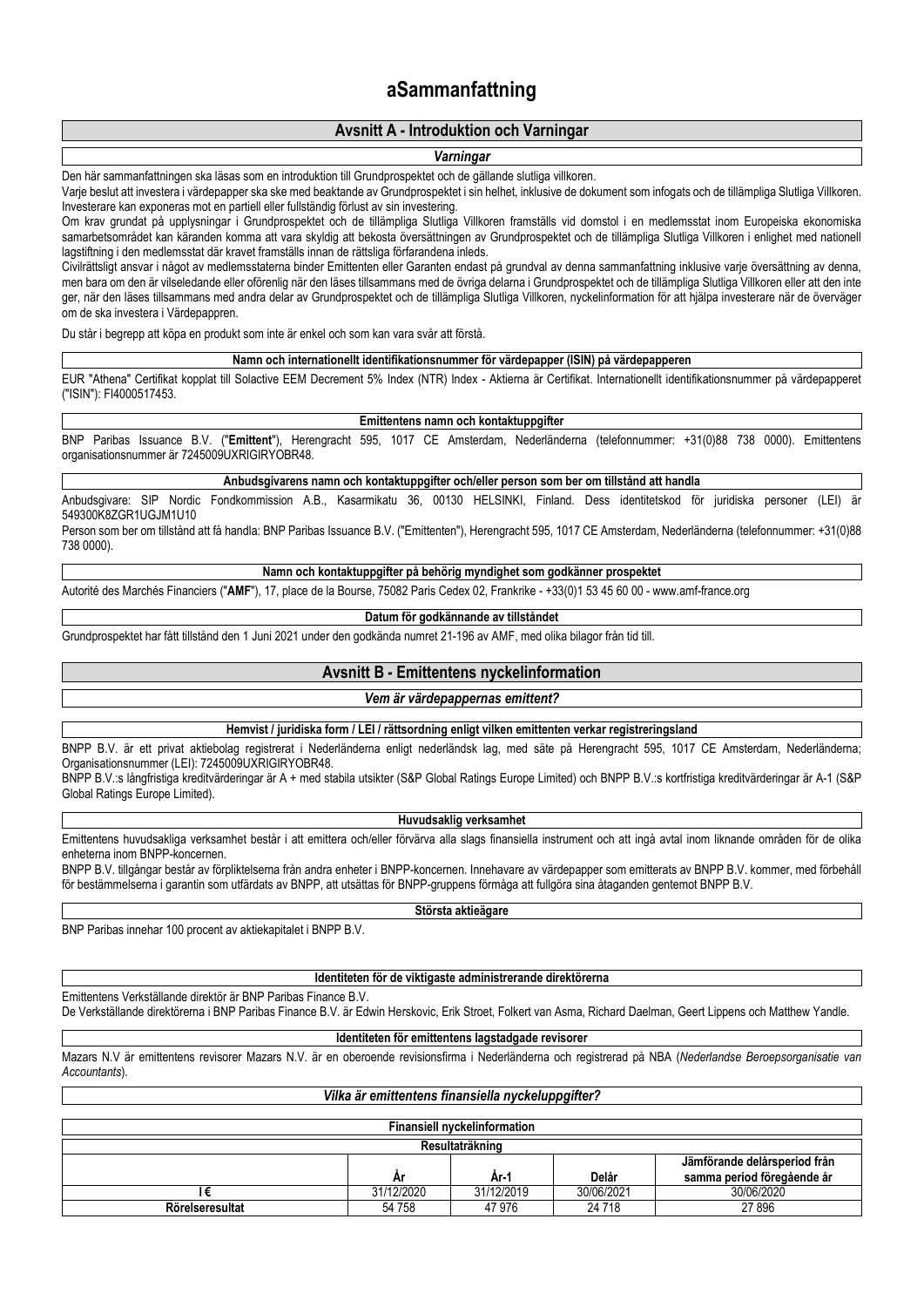# aSammanfattning

## Avsnitt A - Introduktion och Varningar

### *Varningar*

Den här sammanfattningen ska läsas som en introduktion till Grundprospektet och de gällande slutliga villkoren.

Varje beslut att investera i värdepapper ska ske med beaktande av Grundprospektet i sin helhet, inklusive de dokument som infogats och de tillämpliga Slutliga Villkoren. Investerare kan exponeras mot en partiell eller fullständig förlust av sin investering.

Om krav grundat på upplysningar i Grundprospektet och de tillämpliga Slutliga Villkoren framställs vid domstol i en medlemsstat inom Europeiska ekonomiska samarbetsområdet kan käranden komma att vara skyldig att bekosta översättningen av Grundprospektet och de tillämpliga Slutliga Villkoren i enlighet med nationell lagstiftning i den medlemsstat där kravet framställs innan de rättsliga förfarandena inleds.

Civilrättsligt ansvar i något av medlemsstaterna binder Emittenten eller Garanten endast på grundval av denna sammanfattning inklusive varje översättning av denna, men bara om den är vilseledande eller oförenlig när den läses tillsammans med de övriga delarna i Grundprospektet och de tillämpliga Slutliga Villkoren eller att den inte ger, när den läses tillsammans med andra delar av Grundprospektet och de tillämpliga Slutliga Villkoren, nyckelinformation för att hjälpa investerare när de överväger om de ska investera i Värdepappren.

Du står i begrepp att köpa en produkt som inte är enkel och som kan vara svår att förstå.

### Namn och internationellt identifikationsnummer för värdepapper (ISIN) på värdepapperen

EUR "Athena" Certifikat kopplat till Solactive EEM Decrement 5% Index (NTR) Index - Aktierna är Certifikat. Internationellt identifikationsnummer på värdepapperet ("ISIN"): FI4000517453.

### Emittentens namn och kontaktuppgifter

BNP Paribas Issuance B.V. ("**Emittent**"), Herengracht 595, 1017 CE Amsterdam, Nederländerna (telefonnummer: +31(0)88 738 0000). Emittentens organisationsnummer är 7245009UXRIGIRYOBR48.

### Anbudsgivarens namn och kontaktuppgifter och/eller person som ber om tillstånd att handla

Anbudsgivare: SIP Nordic Fondkommission A.B., Kasarmikatu 36, 00130 HELSINKI, Finland. Dess identitetskod för juridiska personer (LEI) är 549300K8ZGR1UGJM1U10

Person som ber om tillstånd att få handla: BNP Paribas Issuance B.V. ("Emittenten"), Herengracht 595, 1017 CE Amsterdam, Nederländerna (telefonnummer: +31(0)88 738 0000).

### Namn och kontaktuppgifter på behörig myndighet som godkänner prospektet

Autorité des Marchés Financiers ("**AMF**"), 17, place de la Bourse, 75082 Paris Cedex 02, Frankrike - +33(0)1 53 45 60 00 - www.amf-france.org

### Datum för godkännande av tillståndet

Grundprospektet har fått tillstånd den 1 Juni 2021 under den godkända numret 21-196 av AMF, med olika bilagor från tid till.

## Avsnitt B - Emittentens nyckelinformation

### *Vem är värdepappernas emittent?*

### Hemvist / juridiska form / LEI / rättsordning enligt vilken emittenten verkar registreringsland

BNPP B.V. är ett privat aktiebolag registrerat i Nederländerna enligt nederländsk lag, med säte på Herengracht 595, 1017 CE Amsterdam, Nederländerna; Organisationsnummer (LEI): 7245009UXRIGIRYOBR48.

BNPP B.V.:s långfristiga kreditvärderingar är A + med stabila utsikter (S&P Global Ratings Europe Limited) och BNPP B.V.:s kortfristiga kreditvärderingar är A-1 (S&P Global Ratings Europe Limited).

### Huvudsaklig verksamhet

Emittentens huvudsakliga verksamhet består i att emittera och/eller förvärva alla slags finansiella instrument och att ingå avtal inom liknande områden för de olika enheterna inom BNPP-koncernen.

BNPP B.V. tillgångar består av förpliktelserna från andra enheter i BNPP-koncernen. Innehavare av värdepapper som emitterats av BNPP B.V. kommer, med förbehåll för bestämmelserna i garantin som utfärdats av BNPP, att utsättas för BNPP-gruppens förmåga att fullgöra sina åtaganden gentemot BNPP B.V.

### Största aktieägare

BNP Paribas innehar 100 procent av aktiekapitalet i BNPP B.V.

### Identiteten för de viktigaste administrerande direktörerna

Emittentens Verkställande direktör är BNP Paribas Finance B.V.

De Verkställande direktörerna i BNP Paribas Finance B.V. är Edwin Herskovic, Erik Stroet, Folkert van Asma, Richard Daelman, Geert Lippens och Matthew Yandle.

### Identiteten för emittentens lagstadgade revisorer

Mazars N.V är emittentens revisorer Mazars N.V. är en oberoende revisionsfirma i Nederländerna och registrerad på NBA (*Nederlandse Beroepsorganisatie van Accountants*).

### *Vilka är emittentens finansiella nyckeluppgifter?*

**Finansiell nyckelinformation**

**Resultaträkning**

| | År | År-1 | Delår | Jämförande delårsperiod från samma period föregående år |
|---|---|---|---|---|
| **I €** | 31/12/2020 | 31/12/2019 | 30/06/2021 | 30/06/2020 |
| **Rörelseresultat** | 54 758 | 47 976 | 24 718 | 27 896 |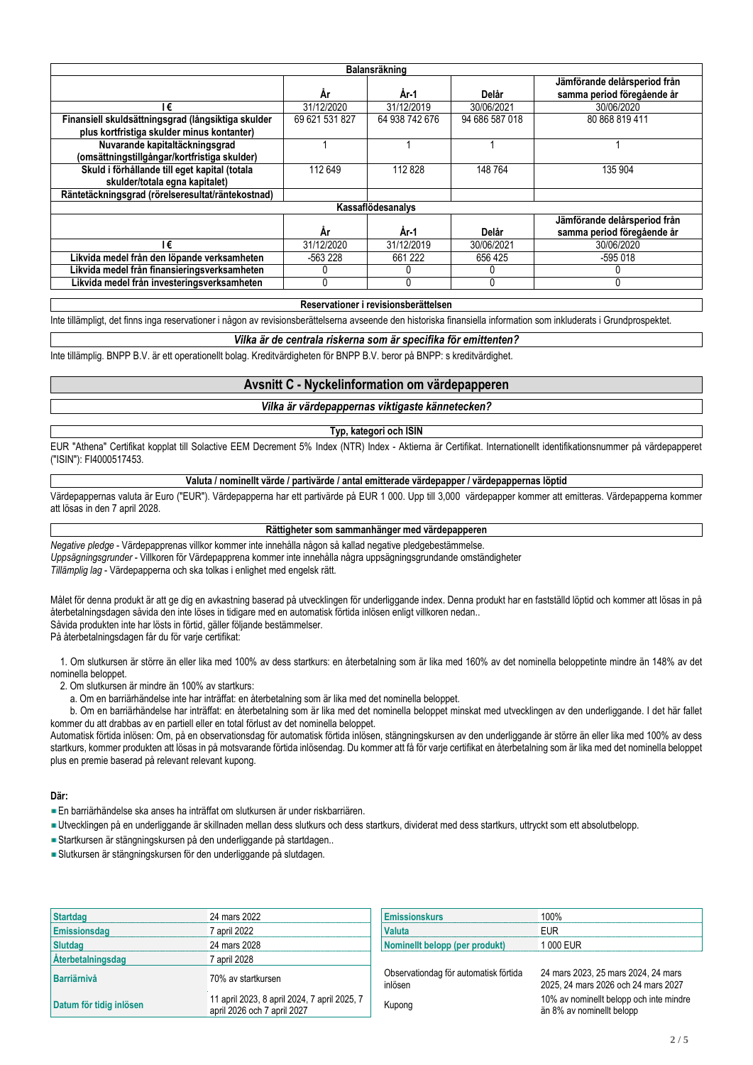| Balansräkning | | | | |
|---|---|---|---|---|
| | År | År-1 | Delår | Jämförande delårsperiod från samma period föregående år |
| I € | 31/12/2020 | 31/12/2019 | 30/06/2021 | 30/06/2020 |
| Finansiell skuldsättningsgrad (långsiktiga skulder plus kortfristiga skulder minus kontanter) | 69 621 531 827 | 64 938 742 676 | 94 686 587 018 | 80 868 819 411 |
| Nuvarande kapitaltäckningsgrad (omsättningstillgångar/kortfristiga skulder) | 1 | 1 | 1 | 1 |
| Skuld i förhållande till eget kapital (totala skulder/totala egna kapitalet) | 112 649 | 112 828 | 148 764 | 135 904 |
| Räntetäckningsgrad (rörelseresultat/räntekostnad) | | | | |

| Kassaflödesanalys | | | | |
|---|---|---|---|---|
| | År | År-1 | Delår | Jämförande delårsperiod från samma period föregående år |
| I € | 31/12/2020 | 31/12/2019 | 30/06/2021 | 30/06/2020 |
| Likvida medel från den löpande verksamheten | -563 228 | 661 222 | 656 425 | -595 018 |
| Likvida medel från finansieringsverksamheten | 0 | 0 | 0 | 0 |
| Likvida medel från investeringsverksamheten | 0 | 0 | 0 | 0 |

**Reservationer i revisionsberättelsen**

Inte tillämpligt, det finns inga reservationer i någon av revisionsberättelserna avseende den historiska finansiella information som inkluderats i Grundprospektet.

***Vilka är de centrala riskerna som är specifika för emittenten?***

Inte tillämplig. BNPP B.V. är ett operationellt bolag. Kreditvärdigheten för BNPP B.V. beror på BNPP: s kreditvärdighet.

## Avsnitt C - Nyckelinformation om värdepapperen

***Vilka är värdepappernas viktigaste kännetecken?***

**Typ, kategori och ISIN**

EUR "Athena" Certifikat kopplat till Solactive EEM Decrement 5% Index (NTR) Index - Aktierna är Certifikat. Internationellt identifikationsnummer på värdepapperet ("ISIN"): FI4000517453.

**Valuta / nominellt värde / partivärde / antal emitterade värdepapper / värdepappernas löptid**

Värdepappernas valuta är Euro ("EUR"). Värdepapperna har ett partivärde på EUR 1 000. Upp till 3,000 värdepapper kommer att emitteras. Värdepapperna kommer att lösas in den 7 april 2028.

**Rättigheter som sammanhänger med värdepapperen**

*Negative pledge* - Värdepapprenas villkor kommer inte innehålla någon så kallad negative pledgebestämmelse.
*Uppsägningsgrunder* - Villkoren för Värdepapprena kommer inte innehålla några uppsägningsgrundande omständigheter
*Tillämplig lag* - Värdepapperna och ska tolkas i enlighet med engelsk rätt.

Målet för denna produkt är att ge dig en avkastning baserad på utvecklingen för underliggande index. Denna produkt har en fastställd löptid och kommer att lösas in på återbetalningsdagen såvida den inte löses in tidigare med en automatisk förtida inlösen enligt villkoren nedan..
Såvida produkten inte har lösts in förtid, gäller följande bestämmelser.
På återbetalningsdagen får du för varje certifikat:

1. Om slutkursen är större än eller lika med 100% av dess startkurs: en återbetalning som är lika med 160% av det nominella beloppetinte mindre än 148% av det nominella beloppet.
2. Om slutkursen är mindre än 100% av startkurs:
   a. Om en barriärhändelse inte har inträffat: en återbetalning som är lika med det nominella beloppet.
   b. Om en barriärhändelse har inträffat: en återbetalning som är lika med det nominella beloppet minskat med utvecklingen av den underliggande. I det här fallet kommer du att drabbas av en partiell eller en total förlust av det nominella beloppet.

Automatisk förtida inlösen: Om, på en observationsdag för automatisk förtida inlösen, stängningskursen av den underliggande är större än eller lika med 100% av dess startkurs, kommer produkten att lösas in på motsvarande förtida inlösendag. Du kommer att få för varje certifikat en återbetalning som är lika med det nominella beloppet plus en premie baserad på relevant relevant kupong.

**Där:**

- En barriärhändelse ska anses ha inträffat om slutkursen är under riskbarriären.
- Utvecklingen på en underliggande är skillnaden mellan dess slutkurs och dess startkurs, dividerat med dess startkurs, uttryckt som ett absolutbelopp.
- Startkursen är stängningskursen på den underliggande på startdagen..
- Slutkursen är stängningskursen för den underliggande på slutdagen.

| | |
|---|---|
| **Startdag** | 24 mars 2022 |
| **Emissionsdag** | 7 april 2022 |
| **Slutdag** | 24 mars 2028 |
| **Återbetalningsdag** | 7 april 2028 |
| **Barriärnivå** | 70% av startkursen |
| **Datum för tidig inlösen** | 11 april 2023, 8 april 2024, 7 april 2025, 7 april 2026 och 7 april 2027 |

| | |
|---|---|
| **Emissionskurs** | 100% |
| **Valuta** | EUR |
| **Nominellt belopp (per produkt)** | 1 000 EUR |
| Observationdag för automatisk förtida inlösen | 24 mars 2023, 25 mars 2024, 24 mars 2025, 24 mars 2026 och 24 mars 2027 |
| Kupong | 10% av nominellt belopp och inte mindre än 8% av nominellt belopp |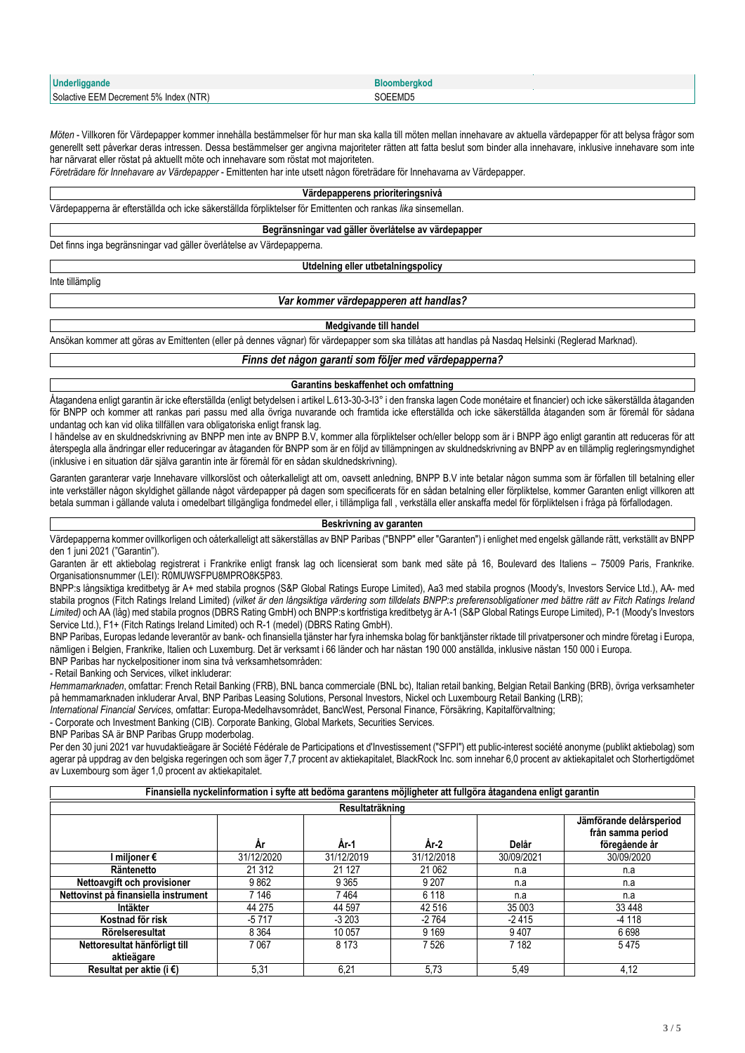| Underliggande | Bloombergkod |
| --- | --- |
| Solactive EEM Decrement 5% Index (NTR) | SOEEMD5 |

*Möten* - Villkoren för Värdepapper kommer innehålla bestämmelser för hur man ska kalla till möten mellan innehavare av aktuella värdepapper för att belysa frågor som generellt sett påverkar deras intressen. Dessa bestämmelser ger angivna majoriteter rätten att fatta beslut som binder alla innehavare, inklusive innehavare som inte har närvarat eller röstat på aktuellt möte och innehavare som röstat mot majoriteten.

*Företrädare för Innehavare av Värdepapper* - Emittenten har inte utsett någon företrädare för Innehavarna av Värdepapper.

**Värdepapperens prioriteringsnivå**

Värdepapperna är efterställda och icke säkerställda förpliktelser för Emittenten och rankas *lika* sinsemellan.

**Begränsningar vad gäller överlåtelse av värdepapper**

Det finns inga begränsningar vad gäller överlåtelse av Värdepapperna.

**Utdelning eller utbetalningspolicy**

Inte tillämplig

***Var kommer värdepapperen att handlas?***

**Medgivande till handel**

Ansökan kommer att göras av Emittenten (eller på dennes vägnar) för värdepapper som ska tillåtas att handlas på Nasdaq Helsinki (Reglerad Marknad).

***Finns det någon garanti som följer med värdepapperna?***

**Garantins beskaffenhet och omfattning**

Åtagandena enligt garantin är icke efterställda (enligt betydelsen i artikel L.613-30-3-I3° i den franska lagen Code monétaire et financier) och icke säkerställda åtaganden för BNPP och kommer att rankas pari passu med alla övriga nuvarande och framtida icke efterställda och icke säkerställda åtaganden som är föremål för sådana undantag och kan vid olika tillfällen vara obligatoriska enligt fransk lag.

I händelse av en skuldnedskrivning av BNPP men inte av BNPP B.V, kommer alla förpliktelser och/eller belopp som är i BNPP ägo enligt garantin att reduceras för att återspegla alla ändringar eller reduceringar av åtaganden för BNPP som är en följd av tillämpningen av skuldnedskrivning av BNPP av en tillämplig regleringsmyndighet (inklusive i en situation där själva garantin inte är föremål för en sådan skuldnedskrivning).

Garanten garanterar varje Innehavare villkorslöst och oåterkalleligt att om, oavsett anledning, BNPP B.V inte betalar någon summa som är förfallen till betalning eller inte verkställer någon skyldighet gällande något värdepapper på dagen som specificerats för en sådan betalning eller förpliktelse, kommer Garanten enligt villkoren att betala summan i gällande valuta i omedelbart tillgängliga fondmedel eller, i tillämpliga fall , verkställa eller anskaffa medel för förpliktelsen i fråga på förfallodagen.

**Beskrivning av garanten**

Värdepapperna kommer ovillkorligen och oåterkalleligt att säkerställas av BNP Paribas ("BNPP" eller "Garanten") i enlighet med engelsk gällande rätt, verkställt av BNPP den 1 juni 2021 ("Garantin").

Garanten är ett aktiebolag registrerat i Frankrike enligt fransk lag och licensierat som bank med säte på 16, Boulevard des Italiens – 75009 Paris, Frankrike. Organisationsnummer (LEI): R0MUWSFPU8MPRO8K5P83.

BNPP:s långsiktiga kreditbetyg är A+ med stabila prognos (S&P Global Ratings Europe Limited), Aa3 med stabila prognos (Moody's, Investors Service Ltd.), AA- med stabila prognos (Fitch Ratings Ireland Limited) *(vilket är den långsiktiga värdering som tilldelats BNPP:s preferensobligationer med bättre rätt av Fitch Ratings Ireland Limited)* och AA (låg) med stabila prognos (DBRS Rating GmbH) och BNPP:s kortfristiga kreditbetyg är A-1 (S&P Global Ratings Europe Limited), P-1 (Moody's Investors Service Ltd.), F1+ (Fitch Ratings Ireland Limited) och R-1 (medel) (DBRS Rating GmbH).

BNP Paribas, Europas ledande leverantör av bank- och finansiella tjänster har fyra inhemska bolag för banktjänster riktade till privatpersoner och mindre företag i Europa, nämligen i Belgien, Frankrike, Italien och Luxemburg. Det är verksamt i 66 länder och har nästan 190 000 anställda, inklusive nästan 150 000 i Europa.

BNP Paribas har nyckelpositioner inom sina två verksamhetsområden:

- Retail Banking och Services, vilket inkluderar:

*Hemmamarknaden*, omfattar: French Retail Banking (FRB), BNL banca commerciale (BNL bc), Italian retail banking, Belgian Retail Banking (BRB), övriga verksamheter på hemmamarknaden inkluderar Arval, BNP Paribas Leasing Solutions, Personal Investors, Nickel och Luxembourg Retail Banking (LRB);

*International Financial Services*, omfattar: Europa-Medelhavsområdet, BancWest, Personal Finance, Försäkring, Kapitalförvaltning;

- Corporate och Investment Banking (CIB). Corporate Banking, Global Markets, Securities Services.

BNP Paribas SA är BNP Paribas Grupp moderbolag.

Per den 30 juni 2021 var huvudaktieägare är Société Fédérale de Participations et d'Investissement ("SFPI") ett public-interest société anonyme (publikt aktiebolag) som agerar på uppdrag av den belgiska regeringen och som äger 7,7 procent av aktiekapitalet, BlackRock Inc. som innehar 6,0 procent av aktiekapitalet och Storhertigdömet av Luxembourg som äger 1,0 procent av aktiekapitalet.

**Finansiella nyckelinformation i syfte att bedöma garantens möjligheter att fullgöra åtagandena enligt garantin**

| Resultaträkning | | | | | |
| --- | --- | --- | --- | --- | --- |
| | År | År-1 | År-2 | Delår | Jämförande delårsperiod från samma period föregående år |
| **I miljoner €** | 31/12/2020 | 31/12/2019 | 31/12/2018 | 30/09/2021 | 30/09/2020 |
| **Räntenetto** | 21 312 | 21 127 | 21 062 | n.a | n.a |
| **Nettoavgift och provisioner** | 9 862 | 9 365 | 9 207 | n.a | n.a |
| **Nettovinst på finansiella instrument** | 7 146 | 7 464 | 6 118 | n.a | n.a |
| **Intäkter** | 44 275 | 44 597 | 42 516 | 35 003 | 33 448 |
| **Kostnad för risk** | -5 717 | -3 203 | -2 764 | -2 415 | -4 118 |
| **Rörelseresultat** | 8 364 | 10 057 | 9 169 | 9 407 | 6 698 |
| **Nettoresultat hänförligt till aktieägare** | 7 067 | 8 173 | 7 526 | 7 182 | 5 475 |
| **Resultat per aktie (i €)** | 5,31 | 6,21 | 5,73 | 5,49 | 4,12 |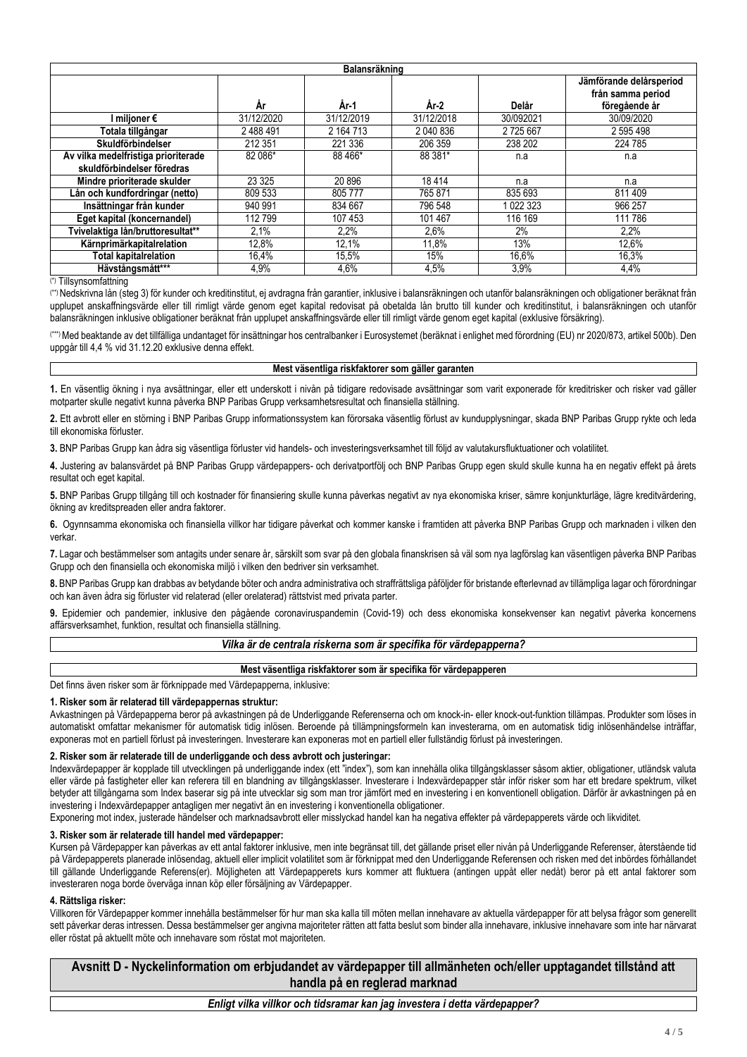| Balansräkning | | | | | |
|---|---|---|---|---|---|
| | År | År-1 | År-2 | Delår | Jämförande delårsperiod från samma period föregående år |
| I miljoner € | 31/12/2020 | 31/12/2019 | 31/12/2018 | 30/092021 | 30/09/2020 |
| Totala tillgångar | 2 488 491 | 2 164 713 | 2 040 836 | 2 725 667 | 2 595 498 |
| Skuldförbindelser | 212 351 | 221 336 | 206 359 | 238 202 | 224 785 |
| Av vilka medelfristiga prioriterade skuldförbindelser föredras | 82 086* | 88 466* | 88 381* | n.a | n.a |
| Mindre prioriterade skulder | 23 325 | 20 896 | 18 414 | n.a | n.a |
| Lån och kundfordringar (netto) | 809 533 | 805 777 | 765 871 | 835 693 | 811 409 |
| Insättningar från kunder | 940 991 | 834 667 | 796 548 | 1 022 323 | 966 257 |
| Eget kapital (koncernandel) | 112 799 | 107 453 | 101 467 | 116 169 | 111 786 |
| Tvivelaktiga lån/bruttoresultat** | 2,1% | 2,2% | 2,6% | 2% | 2,2% |
| Kärnprimärkapitalrelation | 12,8% | 12,1% | 11,8% | 13% | 12,6% |
| Total kapitalrelation | 16,4% | 15,5% | 15% | 16,6% | 16,3% |
| Hävstångsmått*** | 4,9% | 4,6% | 4,5% | 3,9% | 4,4% |

(*) Tillsynsomfattning

(**) Nedskrivna lån (steg 3) för kunder och kreditinstitut, ej avdragna från garantier, inklusive i balansräkningen och utanför balansräkningen och obligationer beräknat från upplupet anskaffningsvärde eller till rimligt värde genom eget kapital redovisat på obetalda lån brutto till kunder och kreditinstitut, i balansräkningen och utanför balansräkningen inklusive obligationer beräknat från upplupet anskaffningsvärde eller till rimligt värde genom eget kapital (exklusive försäkring).

(***) Med beaktande av det tillfälliga undantaget för insättningar hos centralbanker i Eurosystemet (beräknat i enlighet med förordning (EU) nr 2020/873, artikel 500b). Den uppgår till 4,4 % vid 31.12.20 exklusive denna effekt.

**Mest väsentliga riskfaktorer som gäller garanten**

**1.** En väsentlig ökning i nya avsättningar, eller ett underskott i nivån på tidigare redovisade avsättningar som varit exponerade för kreditrisker och risker vad gäller motparter skulle negativt kunna påverka BNP Paribas Grupp verksamhetsresultat och finansiella ställning.

**2.** Ett avbrott eller en störning i BNP Paribas Grupp informationssystem kan förorsaka väsentlig förlust av kundupplysningar, skada BNP Paribas Grupp rykte och leda till ekonomiska förluster.

**3.** BNP Paribas Grupp kan ådra sig väsentliga förluster vid handels- och investeringsverksamhet till följd av valutakursfluktuationer och volatilitet.

**4.** Justering av balansvärdet på BNP Paribas Grupp värdepappers- och derivatportfölj och BNP Paribas Grupp egen skuld skulle kunna ha en negativ effekt på årets resultat och eget kapital.

**5.** BNP Paribas Grupp tillgång till och kostnader för finansiering skulle kunna påverkas negativt av nya ekonomiska kriser, sämre konjunkturläge, lägre kreditvärdering, ökning av kreditspreaden eller andra faktorer.

**6.** Ogynnsamma ekonomiska och finansiella villkor har tidigare påverkat och kommer kanske i framtiden att påverka BNP Paribas Grupp och marknaden i vilken den verkar.

**7.** Lagar och bestämmelser som antagits under senare år, särskilt som svar på den globala finanskrisen så väl som nya lagförslag kan väsentligen påverka BNP Paribas Grupp och den finansiella och ekonomiska miljö i vilken den bedriver sin verksamhet.

**8.** BNP Paribas Grupp kan drabbas av betydande böter och andra administrativa och straffrättsliga påföljder för bristande efterlevnad av tillämpliga lagar och förordningar och kan även ådra sig förluster vid relaterad (eller orelaterad) rättstvist med privata parter.

**9.** Epidemier och pandemier, inklusive den pågående coronaviruspandemin (Covid-19) och dess ekonomiska konsekvenser kan negativt påverka koncernens affärsverksamhet, funktion, resultat och finansiella ställning.

***Vilka är de centrala riskerna som är specifika för värdepapperna?***

**Mest väsentliga riskfaktorer som är specifika för värdepapperen**

Det finns även risker som är förknippade med Värdepapperna, inklusive:

**1. Risker som är relaterad till värdepappernas struktur:**

Avkastningen på Värdepapperna beror på avkastningen på de Underliggande Referenserna och om knock-in- eller knock-out-funktion tillämpas. Produkter som löses in automatiskt omfattar mekanismer för automatisk tidig inlösen. Beroende på tillämpningsformeln kan investerarna, om en automatisk tidig inlösenhändelse inträffar, exponeras mot en partiell förlust på investeringen. Investerare kan exponeras mot en partiell eller fullständig förlust på investeringen.

**2. Risker som är relaterade till de underliggande och dess avbrott och justeringar:**

Indexvärdepapper är kopplade till utvecklingen på underliggande index (ett "index"), som kan innehålla olika tillgångsklasser såsom aktier, obligationer, utländsk valuta eller värde på fastigheter eller kan referera till en blandning av tillgångsklasser. Investerare i Indexvärdepapper står inför risker som har ett bredare spektrum, vilket betyder att tillgångarna som Index baserar sig på inte utvecklar sig som man tror jämfört med en investering i en konventionell obligation. Därför är avkastningen på en investering i Indexvärdepapper antagligen mer negativt än en investering i konventionella obligationer.

Exponering mot index, justerade händelser och marknadsavbrott eller misslyckad handel kan ha negativa effekter på värdepapperets värde och likviditet.

**3. Risker som är relaterade till handel med värdepapper:**

Kursen på Värdepapper kan påverkas av ett antal faktorer inklusive, men inte begränsat till, det gällande priset eller nivån på Underliggande Referenser, återstående tid på Värdepapperets planerade inlösendag, aktuell eller implicit volatilitet som är förknippat med den Underliggande Referensen och risken med det inbördes förhållandet till gällande Underliggande Referens(er). Möjligheten att Värdepapperets kurs kommer att fluktuera (antingen uppåt eller nedåt) beror på ett antal faktorer som investeraren noga borde överväga innan köp eller försäljning av Värdepapper.

**4. Rättsliga risker:**

Villkoren för Värdepapper kommer innehålla bestämmelser för hur man ska kalla till möten mellan innehavare av aktuella värdepapper för att belysa frågor som generellt sett påverkar deras intressen. Dessa bestämmelser ger angivna majoriteter rätten att fatta beslut som binder alla innehavare, inklusive innehavare som inte har närvarat eller röstat på aktuellt möte och innehavare som röstat mot majoriteten.

## Avsnitt D - Nyckelinformation om erbjudandet av värdepapper till allmänheten och/eller upptagandet tillstånd att handla på en reglerad marknad

***Enligt vilka villkor och tidsramar kan jag investera i detta värdepapper?***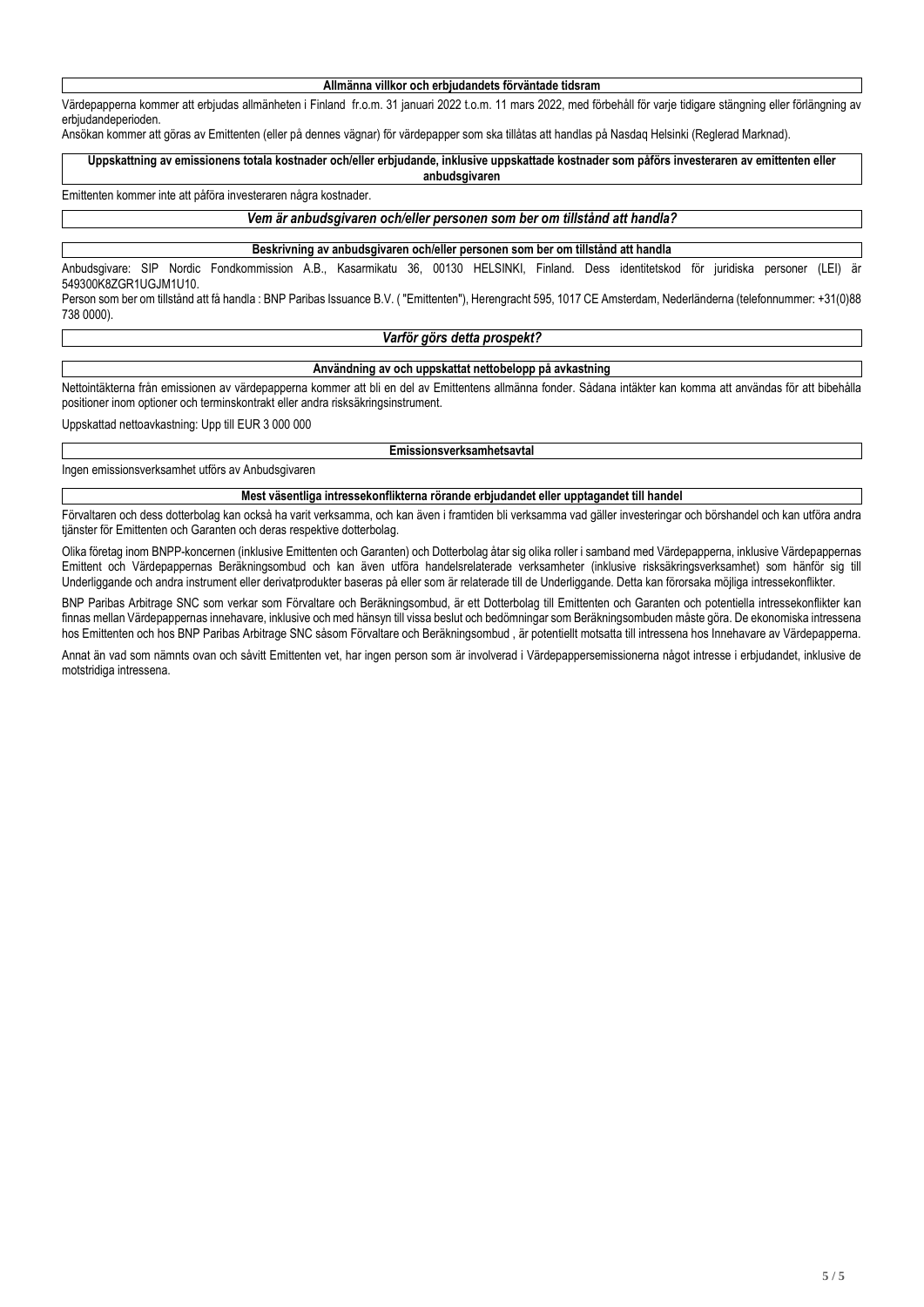### Allmänna villkor och erbjudandets förväntade tidsram

Värdepapperna kommer att erbjudas allmänheten i Finland fr.o.m. 31 januari 2022 t.o.m. 11 mars 2022, med förbehåll för varje tidigare stängning eller förlängning av erbjudandeperioden.

Ansökan kommer att göras av Emittenten (eller på dennes vägnar) för värdepapper som ska tillåtas att handlas på Nasdaq Helsinki (Reglerad Marknad).

### Uppskattning av emissionens totala kostnader och/eller erbjudande, inklusive uppskattade kostnader som påförs investeraren av emittenten eller anbudsgivaren

Emittenten kommer inte att påföra investeraren några kostnader.

## *Vem är anbudsgivaren och/eller personen som ber om tillstånd att handla?*

### Beskrivning av anbudsgivaren och/eller personen som ber om tillstånd att handla

Anbudsgivare: SIP Nordic Fondkommission A.B., Kasarmikatu 36, 00130 HELSINKI, Finland. Dess identitetskod för juridiska personer (LEI) är 549300K8ZGR1UGJM1U10.

Person som ber om tillstånd att få handla : BNP Paribas Issuance B.V. ( "Emittenten"), Herengracht 595, 1017 CE Amsterdam, Nederländerna (telefonnummer: +31(0)88 738 0000).

## *Varför görs detta prospekt?*

### Användning av och uppskattat nettobelopp på avkastning

Nettointäkterna från emissionen av värdepapperna kommer att bli en del av Emittentens allmänna fonder. Sådana intäkter kan komma att användas för att bibehålla positioner inom optioner och terminskontrakt eller andra risksäkringsinstrument.

Uppskattad nettoavkastning: Upp till EUR 3 000 000

### Emissionsverksamhetsavtal

Ingen emissionsverksamhet utförs av Anbudsgivaren

### Mest väsentliga intressekonflikterna rörande erbjudandet eller upptagandet till handel

Förvaltaren och dess dotterbolag kan också ha varit verksamma, och kan även i framtiden bli verksamma vad gäller investeringar och börshandel och kan utföra andra tjänster för Emittenten och Garanten och deras respektive dotterbolag.

Olika företag inom BNPP-koncernen (inklusive Emittenten och Garanten) och Dotterbolag åtar sig olika roller i samband med Värdepapperna, inklusive Värdepappernas Emittent och Värdepappernas Beräkningsombud och kan även utföra handelsrelaterade verksamheter (inklusive risksäkringsverksamhet) som hänför sig till Underliggande och andra instrument eller derivatprodukter baseras på eller som är relaterade till de Underliggande. Detta kan förorsaka möjliga intressekonflikter.

BNP Paribas Arbitrage SNC som verkar som Förvaltare och Beräkningsombud, är ett Dotterbolag till Emittenten och Garanten och potentiella intressekonflikter kan finnas mellan Värdepappernas innehavare, inklusive och med hänsyn till vissa beslut och bedömningar som Beräkningsombuden måste göra. De ekonomiska intressena hos Emittenten och hos BNP Paribas Arbitrage SNC såsom Förvaltare och Beräkningsombud , är potentiellt motsatta till intressena hos Innehavare av Värdepapperna.

Annat än vad som nämnts ovan och såvitt Emittenten vet, har ingen person som är involverad i Värdepappersemissionerna något intresse i erbjudandet, inklusive de motstridiga intressena.